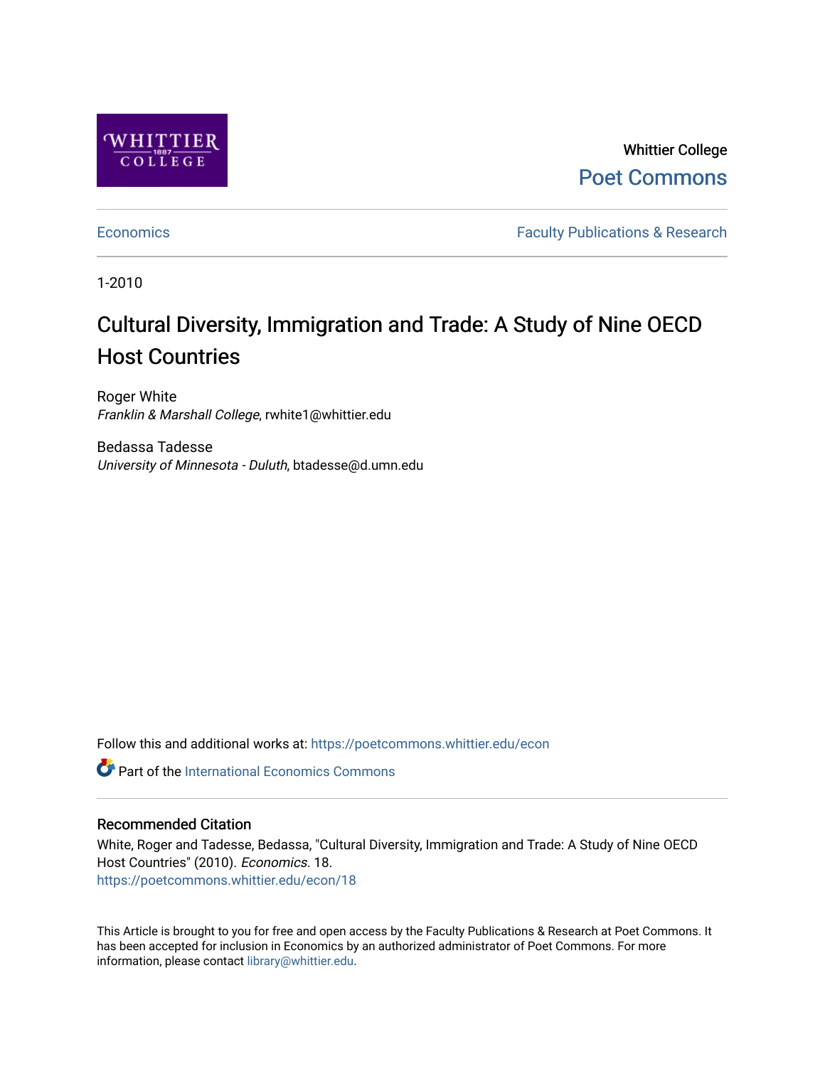Whittier College

Poet Commons

Economics

Faculty Publications & Research

1-2010

# Cultural Diversity, Immigration and Trade: A Study of Nine OECD Host Countries

Roger White
*Franklin & Marshall College*, rwhite1@whittier.edu

Bedassa Tadesse
*University of Minnesota - Duluth*, btadesse@d.umn.edu

Follow this and additional works at: https://poetcommons.whittier.edu/econ

Part of the International Economics Commons

## Recommended Citation

White, Roger and Tadesse, Bedassa, "Cultural Diversity, Immigration and Trade: A Study of Nine OECD Host Countries" (2010). *Economics*. 18.
https://poetcommons.whittier.edu/econ/18

This Article is brought to you for free and open access by the Faculty Publications & Research at Poet Commons. It has been accepted for inclusion in Economics by an authorized administrator of Poet Commons. For more information, please contact library@whittier.edu.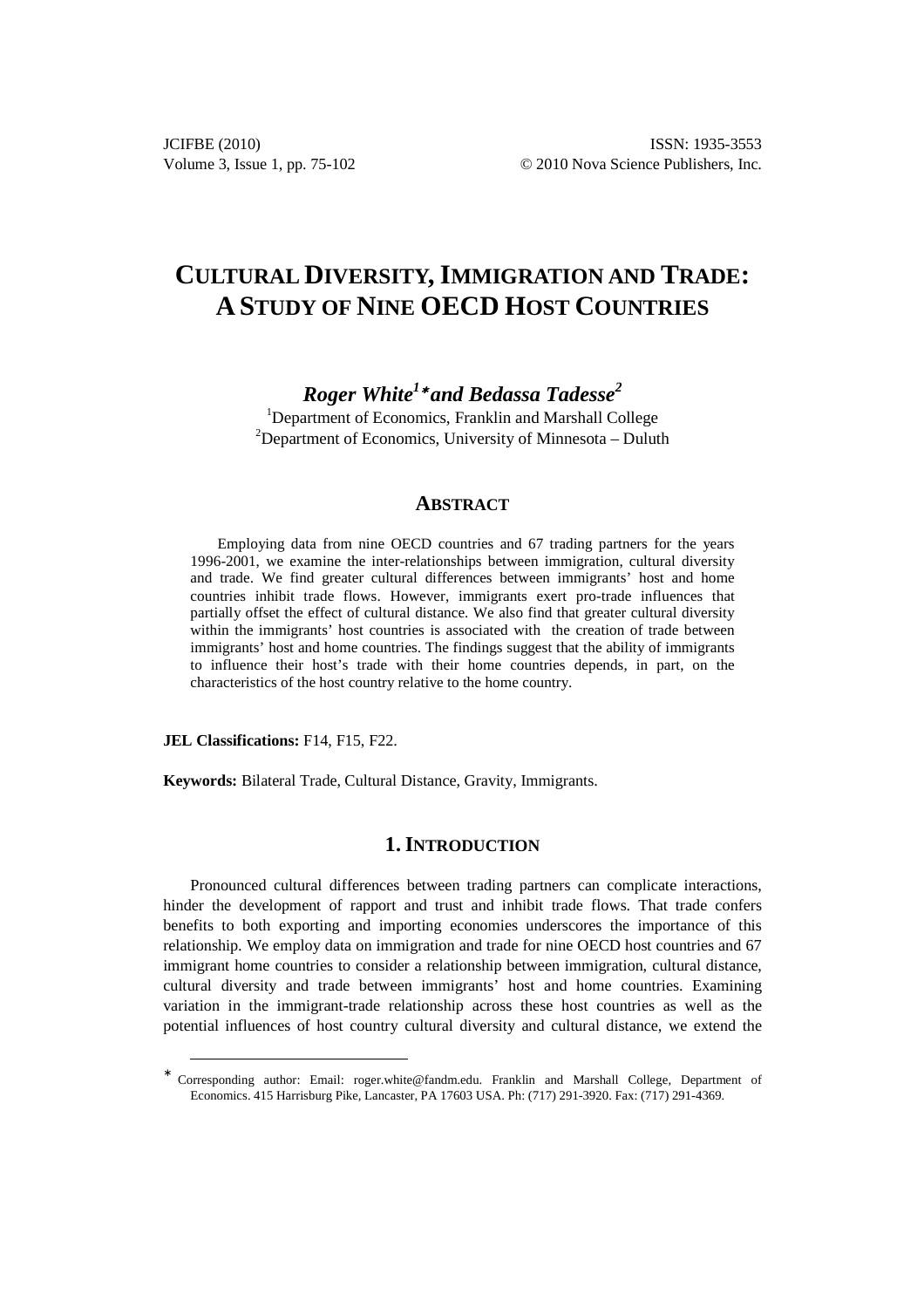# CULTURAL DIVERSITY, IMMIGRATION AND TRADE: A STUDY OF NINE OECD HOST COUNTRIES

***Roger White*[1]* and Bedassa Tadesse*[2]***

[1]Department of Economics, Franklin and Marshall College
[2]Department of Economics, University of Minnesota – Duluth

## ABSTRACT

Employing data from nine OECD countries and 67 trading partners for the years 1996-2001, we examine the inter-relationships between immigration, cultural diversity and trade. We find greater cultural differences between immigrants' host and home countries inhibit trade flows. However, immigrants exert pro-trade influences that partially offset the effect of cultural distance. We also find that greater cultural diversity within the immigrants' host countries is associated with the creation of trade between immigrants' host and home countries. The findings suggest that the ability of immigrants to influence their host's trade with their home countries depends, in part, on the characteristics of the host country relative to the home country.

**JEL Classifications:** F14, F15, F22.

**Keywords:** Bilateral Trade, Cultural Distance, Gravity, Immigrants.

## 1. INTRODUCTION

Pronounced cultural differences between trading partners can complicate interactions, hinder the development of rapport and trust and inhibit trade flows. That trade confers benefits to both exporting and importing economies underscores the importance of this relationship. We employ data on immigration and trade for nine OECD host countries and 67 immigrant home countries to consider a relationship between immigration, cultural distance, cultural diversity and trade between immigrants' host and home countries. Examining variation in the immigrant-trade relationship across these host countries as well as the potential influences of host country cultural diversity and cultural distance, we extend the

---

* Corresponding author: Email: roger.white@fandm.edu. Franklin and Marshall College, Department of Economics. 415 Harrisburg Pike, Lancaster, PA 17603 USA. Ph: (717) 291-3920. Fax: (717) 291-4369.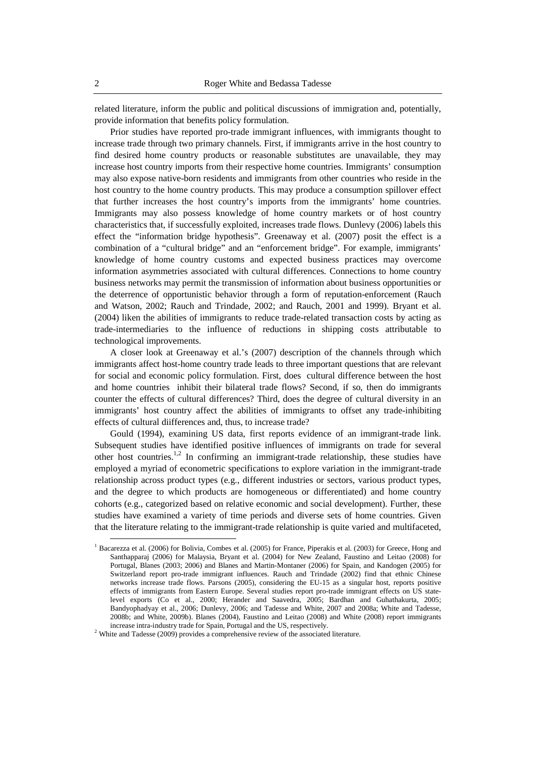related literature, inform the public and political discussions of immigration and, potentially, provide information that benefits policy formulation.

Prior studies have reported pro-trade immigrant influences, with immigrants thought to increase trade through two primary channels. First, if immigrants arrive in the host country to find desired home country products or reasonable substitutes are unavailable, they may increase host country imports from their respective home countries. Immigrants' consumption may also expose native-born residents and immigrants from other countries who reside in the host country to the home country products. This may produce a consumption spillover effect that further increases the host country's imports from the immigrants' home countries. Immigrants may also possess knowledge of home country markets or of host country characteristics that, if successfully exploited, increases trade flows. Dunlevy (2006) labels this effect the "information bridge hypothesis". Greenaway et al. (2007) posit the effect is a combination of a "cultural bridge" and an "enforcement bridge". For example, immigrants' knowledge of home country customs and expected business practices may overcome information asymmetries associated with cultural differences. Connections to home country business networks may permit the transmission of information about business opportunities or the deterrence of opportunistic behavior through a form of reputation-enforcement (Rauch and Watson, 2002; Rauch and Trindade, 2002; and Rauch, 2001 and 1999). Bryant et al. (2004) liken the abilities of immigrants to reduce trade-related transaction costs by acting as trade-intermediaries to the influence of reductions in shipping costs attributable to technological improvements.

A closer look at Greenaway et al.'s (2007) description of the channels through which immigrants affect host-home country trade leads to three important questions that are relevant for social and economic policy formulation. First, does cultural difference between the host and home countries inhibit their bilateral trade flows? Second, if so, then do immigrants counter the effects of cultural differences? Third, does the degree of cultural diversity in an immigrants' host country affect the abilities of immigrants to offset any trade-inhibiting effects of cultural diifferences and, thus, to increase trade?

Gould (1994), examining US data, first reports evidence of an immigrant-trade link. Subsequent studies have identified positive influences of immigrants on trade for several other host countries.[1,2] In confirming an immigrant-trade relationship, these studies have employed a myriad of econometric specifications to explore variation in the immigrant-trade relationship across product types (e.g., different industries or sectors, various product types, and the degree to which products are homogeneous or differentiated) and home country cohorts (e.g., categorized based on relative economic and social development). Further, these studies have examined a variety of time periods and diverse sets of home countries. Given that the literature relating to the immigrant-trade relationship is quite varied and multifaceted,

[1] Bacarezza et al. (2006) for Bolivia, Combes et al. (2005) for France, Piperakis et al. (2003) for Greece, Hong and Santhapparaj (2006) for Malaysia, Bryant et al. (2004) for New Zealand, Faustino and Leitao (2008) for Portugal, Blanes (2003; 2006) and Blanes and Martin-Montaner (2006) for Spain, and Kandogen (2005) for Switzerland report pro-trade immigrant influences. Rauch and Trindade (2002) find that ethnic Chinese networks increase trade flows. Parsons (2005), considering the EU-15 as a singular host, reports positive effects of immigrants from Eastern Europe. Several studies report pro-trade immigrant effects on US state-level exports (Co et al., 2000; Herander and Saavedra, 2005; Bardhan and Guhathakurta, 2005; Bandyophadyay et al., 2006; Dunlevy, 2006; and Tadesse and White, 2007 and 2008a; White and Tadesse, 2008b; and White, 2009b). Blanes (2004), Faustino and Leitao (2008) and White (2008) report immigrants increase intra-industry trade for Spain, Portugal and the US, respectively.

[2] White and Tadesse (2009) provides a comprehensive review of the associated literature.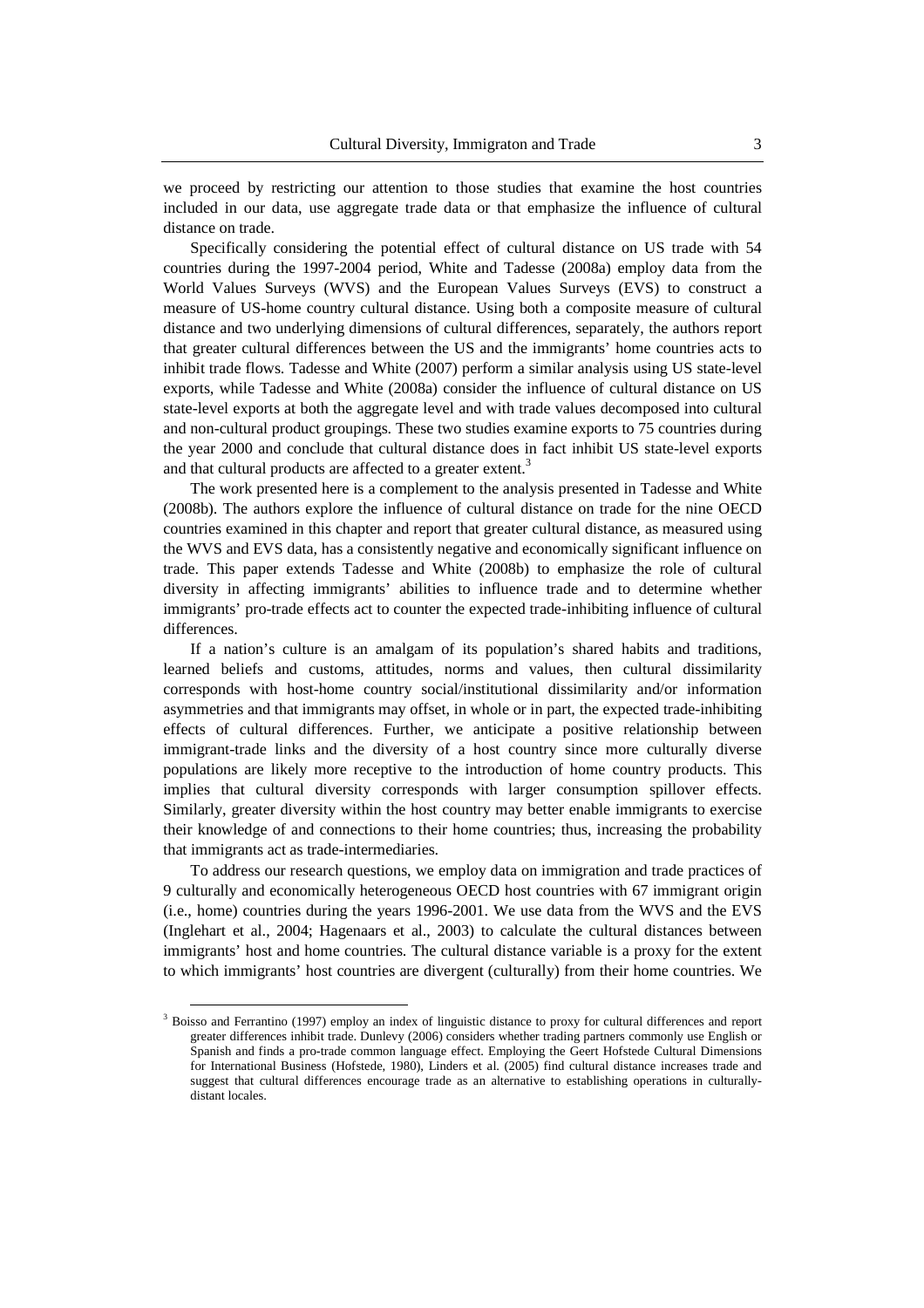we proceed by restricting our attention to those studies that examine the host countries included in our data, use aggregate trade data or that emphasize the influence of cultural distance on trade.

Specifically considering the potential effect of cultural distance on US trade with 54 countries during the 1997-2004 period, White and Tadesse (2008a) employ data from the World Values Surveys (WVS) and the European Values Surveys (EVS) to construct a measure of US-home country cultural distance. Using both a composite measure of cultural distance and two underlying dimensions of cultural differences, separately, the authors report that greater cultural differences between the US and the immigrants' home countries acts to inhibit trade flows. Tadesse and White (2007) perform a similar analysis using US state-level exports, while Tadesse and White (2008a) consider the influence of cultural distance on US state-level exports at both the aggregate level and with trade values decomposed into cultural and non-cultural product groupings. These two studies examine exports to 75 countries during the year 2000 and conclude that cultural distance does in fact inhibit US state-level exports and that cultural products are affected to a greater extent.[3]

The work presented here is a complement to the analysis presented in Tadesse and White (2008b). The authors explore the influence of cultural distance on trade for the nine OECD countries examined in this chapter and report that greater cultural distance, as measured using the WVS and EVS data, has a consistently negative and economically significant influence on trade. This paper extends Tadesse and White (2008b) to emphasize the role of cultural diversity in affecting immigrants' abilities to influence trade and to determine whether immigrants' pro-trade effects act to counter the expected trade-inhibiting influence of cultural differences.

If a nation's culture is an amalgam of its population's shared habits and traditions, learned beliefs and customs, attitudes, norms and values, then cultural dissimilarity corresponds with host-home country social/institutional dissimilarity and/or information asymmetries and that immigrants may offset, in whole or in part, the expected trade-inhibiting effects of cultural differences. Further, we anticipate a positive relationship between immigrant-trade links and the diversity of a host country since more culturally diverse populations are likely more receptive to the introduction of home country products. This implies that cultural diversity corresponds with larger consumption spillover effects. Similarly, greater diversity within the host country may better enable immigrants to exercise their knowledge of and connections to their home countries; thus, increasing the probability that immigrants act as trade-intermediaries.

To address our research questions, we employ data on immigration and trade practices of 9 culturally and economically heterogeneous OECD host countries with 67 immigrant origin (i.e., home) countries during the years 1996-2001. We use data from the WVS and the EVS (Inglehart et al., 2004; Hagenaars et al., 2003) to calculate the cultural distances between immigrants' host and home countries. The cultural distance variable is a proxy for the extent to which immigrants' host countries are divergent (culturally) from their home countries. We

[3] Boisso and Ferrantino (1997) employ an index of linguistic distance to proxy for cultural differences and report greater differences inhibit trade. Dunlevy (2006) considers whether trading partners commonly use English or Spanish and finds a pro-trade common language effect. Employing the Geert Hofstede Cultural Dimensions for International Business (Hofstede, 1980), Linders et al. (2005) find cultural distance increases trade and suggest that cultural differences encourage trade as an alternative to establishing operations in culturally-distant locales.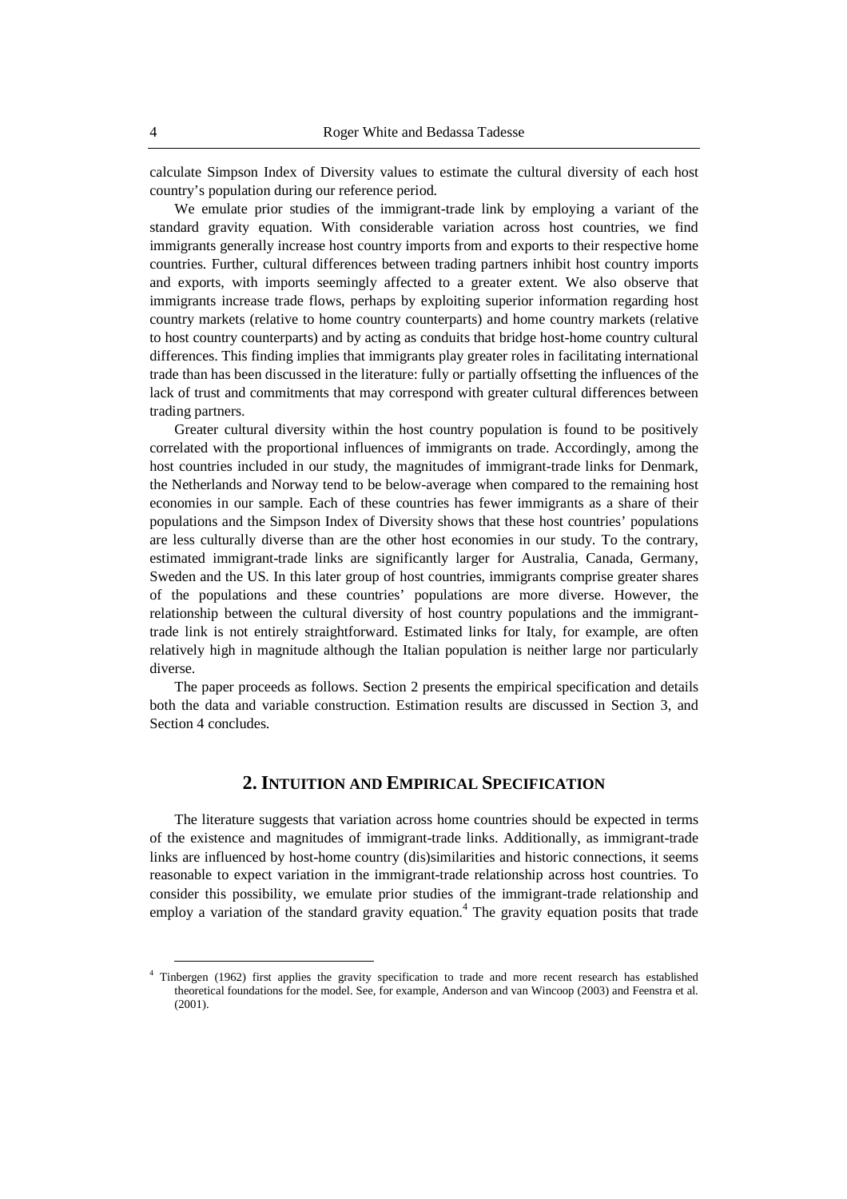calculate Simpson Index of Diversity values to estimate the cultural diversity of each host country's population during our reference period.

We emulate prior studies of the immigrant-trade link by employing a variant of the standard gravity equation. With considerable variation across host countries, we find immigrants generally increase host country imports from and exports to their respective home countries. Further, cultural differences between trading partners inhibit host country imports and exports, with imports seemingly affected to a greater extent. We also observe that immigrants increase trade flows, perhaps by exploiting superior information regarding host country markets (relative to home country counterparts) and home country markets (relative to host country counterparts) and by acting as conduits that bridge host-home country cultural differences. This finding implies that immigrants play greater roles in facilitating international trade than has been discussed in the literature: fully or partially offsetting the influences of the lack of trust and commitments that may correspond with greater cultural differences between trading partners.

Greater cultural diversity within the host country population is found to be positively correlated with the proportional influences of immigrants on trade. Accordingly, among the host countries included in our study, the magnitudes of immigrant-trade links for Denmark, the Netherlands and Norway tend to be below-average when compared to the remaining host economies in our sample. Each of these countries has fewer immigrants as a share of their populations and the Simpson Index of Diversity shows that these host countries' populations are less culturally diverse than are the other host economies in our study. To the contrary, estimated immigrant-trade links are significantly larger for Australia, Canada, Germany, Sweden and the US. In this later group of host countries, immigrants comprise greater shares of the populations and these countries' populations are more diverse. However, the relationship between the cultural diversity of host country populations and the immigrant-trade link is not entirely straightforward. Estimated links for Italy, for example, are often relatively high in magnitude although the Italian population is neither large nor particularly diverse.

The paper proceeds as follows. Section 2 presents the empirical specification and details both the data and variable construction. Estimation results are discussed in Section 3, and Section 4 concludes.

## 2. Intuition and Empirical Specification

The literature suggests that variation across home countries should be expected in terms of the existence and magnitudes of immigrant-trade links. Additionally, as immigrant-trade links are influenced by host-home country (dis)similarities and historic connections, it seems reasonable to expect variation in the immigrant-trade relationship across host countries. To consider this possibility, we emulate prior studies of the immigrant-trade relationship and employ a variation of the standard gravity equation.[4] The gravity equation posits that trade

[4] Tinbergen (1962) first applies the gravity specification to trade and more recent research has established theoretical foundations for the model. See, for example, Anderson and van Wincoop (2003) and Feenstra et al. (2001).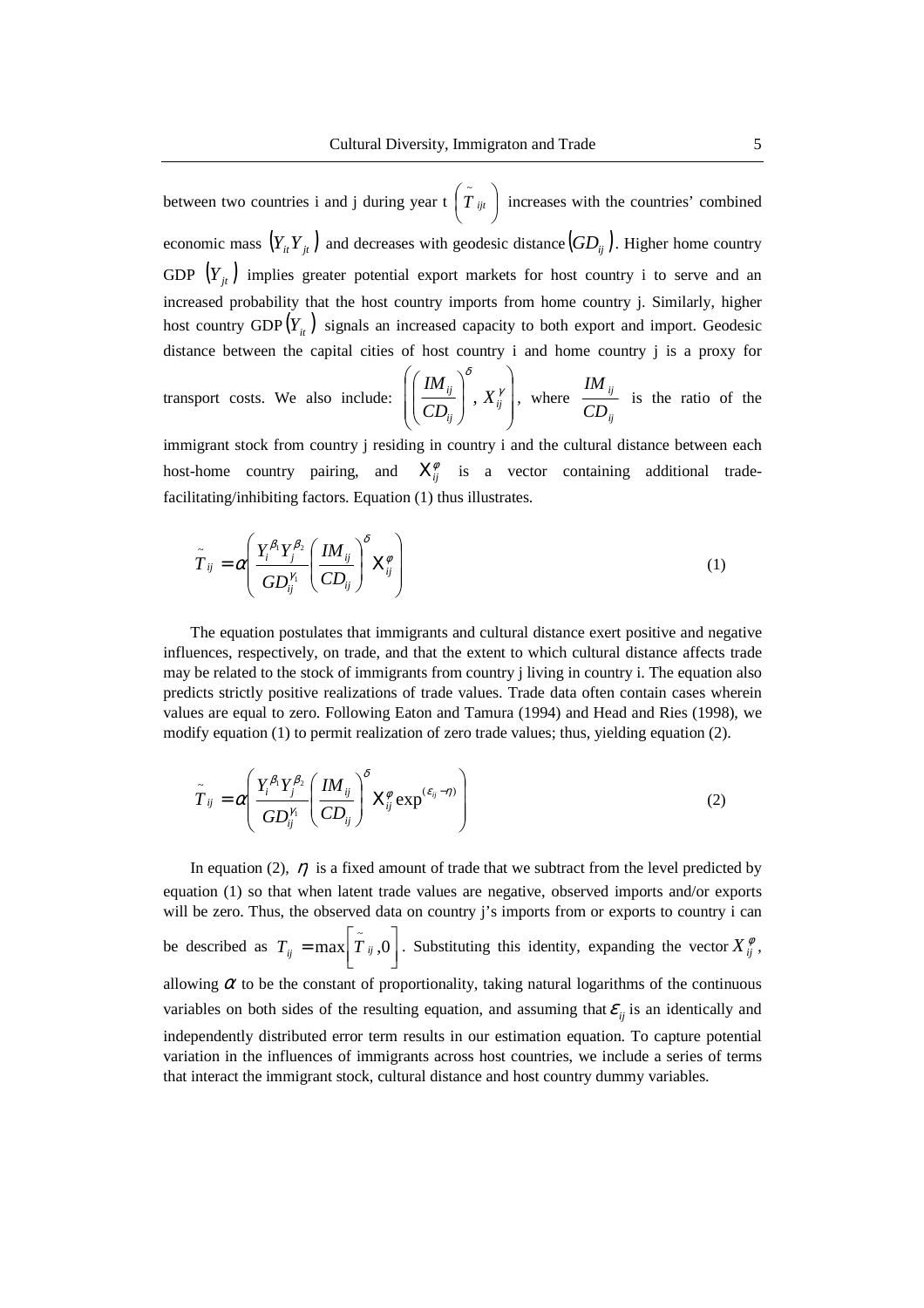between two countries i and j during year t $\left(\tilde{T}_{ijt}\right)$ increases with the countries' combined economic mass $\left(Y_{it}Y_{jt}\right)$ and decreases with geodesic distance $\left(GD_{ij}\right)$. Higher home country GDP $\left(Y_{jt}\right)$ implies greater potential export markets for host country i to serve and an increased probability that the host country imports from home country j. Similarly, higher host country GDP $\left(Y_{it}\right)$ signals an increased capacity to both export and import. Geodesic distance between the capital cities of host country i and home country j is a proxy for transport costs. We also include: $\left(\left(\frac{IM_{ij}}{CD_{ij}}\right)^{\delta}, X_{ij}^{\gamma}\right)$, where $\frac{IM_{ij}}{CD_{ij}}$ is the ratio of the immigrant stock from country j residing in country i and the cultural distance between each host-home country pairing, and $X_{ij}^{\varphi}$ is a vector containing additional trade-facilitating/inhibiting factors. Equation (1) thus illustrates.

$$\tilde{T}_{ij} = \alpha\left(\frac{Y_i^{\beta_1}Y_j^{\beta_2}}{GD_{ij}^{\gamma_1}}\left(\frac{IM_{ij}}{CD_{ij}}\right)^{\delta} X_{ij}^{\varphi}\right) \tag{1}$$

The equation postulates that immigrants and cultural distance exert positive and negative influences, respectively, on trade, and that the extent to which cultural distance affects trade may be related to the stock of immigrants from country j living in country i. The equation also predicts strictly positive realizations of trade values. Trade data often contain cases wherein values are equal to zero. Following Eaton and Tamura (1994) and Head and Ries (1998), we modify equation (1) to permit realization of zero trade values; thus, yielding equation (2).

$$\tilde{T}_{ij} = \alpha\left(\frac{Y_i^{\beta_1}Y_j^{\beta_2}}{GD_{ij}^{\gamma_1}}\left(\frac{IM_{ij}}{CD_{ij}}\right)^{\delta} X_{ij}^{\varphi}\exp^{(\varepsilon_{ij}-\eta)}\right) \tag{2}$$

In equation (2), $\eta$ is a fixed amount of trade that we subtract from the level predicted by equation (1) so that when latent trade values are negative, observed imports and/or exports will be zero. Thus, the observed data on country j's imports from or exports to country i can be described as $T_{ij} = \max\left[\tilde{T}_{ij}, 0\right]$. Substituting this identity, expanding the vector $X_{ij}^{\varphi}$, allowing $\alpha$ to be the constant of proportionality, taking natural logarithms of the continuous variables on both sides of the resulting equation, and assuming that $\varepsilon_{ij}$ is an identically and independently distributed error term results in our estimation equation. To capture potential variation in the influences of immigrants across host countries, we include a series of terms that interact the immigrant stock, cultural distance and host country dummy variables.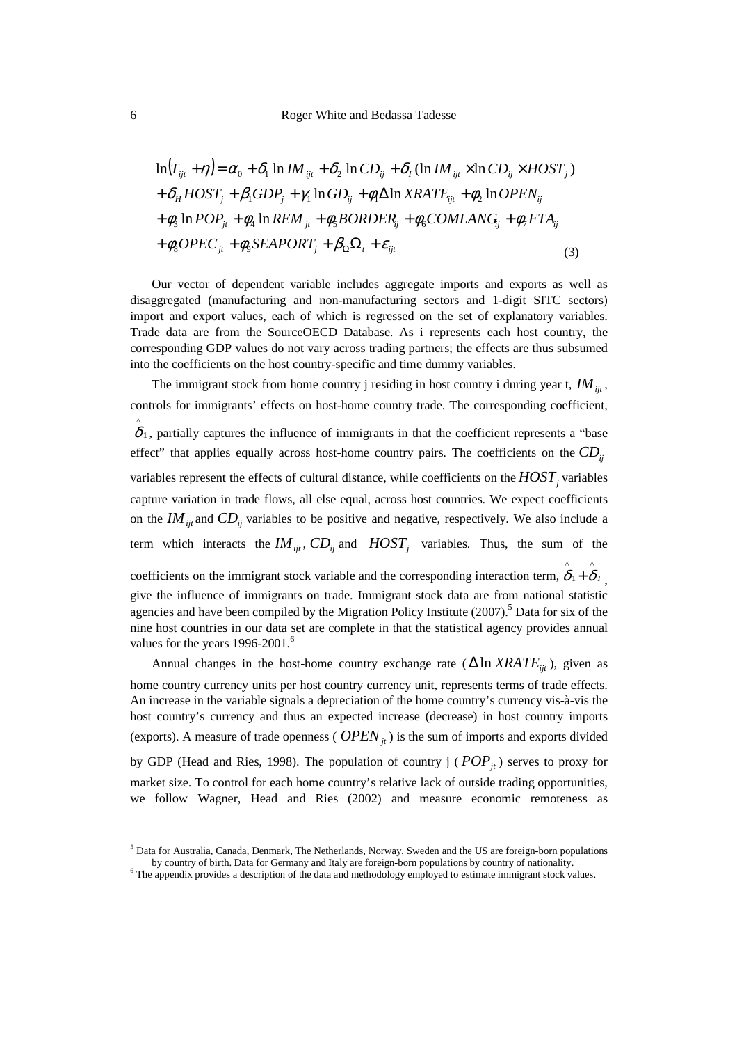$$
\begin{aligned}
\ln(T_{ijt} + \eta) &= \alpha_0 + \delta_1 \ln IM_{ijt} + \delta_2 \ln CD_{ij} + \delta_I (\ln IM_{ijt} \times \ln CD_{ij} \times HOST_j) \\
&+ \delta_H HOST_j + \beta_1 GDP_j + \gamma_1 \ln GD_{ij} + \phi_1 \Delta \ln XRATE_{ijt} + \phi_2 \ln OPEN_{ij} \\
&+ \phi_3 \ln POP_{jt} + \phi_4 \ln REM_{jt} + \phi_5 BORDER_{ij} + \phi_6 COMLANG_{ij} + \phi_7 FTA_{ij} \\
&+ \phi_8 OPEC_{jt} + \phi_9 SEAPORT_j + \beta_\Omega \Omega_t + \varepsilon_{ijt}
\end{aligned} \tag{3}
$$

Our vector of dependent variable includes aggregate imports and exports as well as disaggregated (manufacturing and non-manufacturing sectors and 1-digit SITC sectors) import and export values, each of which is regressed on the set of explanatory variables. Trade data are from the SourceOECD Database. As i represents each host country, the corresponding GDP values do not vary across trading partners; the effects are thus subsumed into the coefficients on the host country-specific and time dummy variables.

The immigrant stock from home country j residing in host country i during year t, $IM_{ijt}$, controls for immigrants' effects on host-home country trade. The corresponding coefficient, $\hat{\delta}_1$, partially captures the influence of immigrants in that the coefficient represents a "base effect" that applies equally across host-home country pairs. The coefficients on the $CD_{ij}$ variables represent the effects of cultural distance, while coefficients on the $HOST_j$ variables capture variation in trade flows, all else equal, across host countries. We expect coefficients on the $IM_{ijt}$ and $CD_{ij}$ variables to be positive and negative, respectively. We also include a term which interacts the $IM_{ijt}$, $CD_{ij}$ and $HOST_j$ variables. Thus, the sum of the coefficients on the immigrant stock variable and the corresponding interaction term, $\hat{\delta}_1 + \hat{\delta}_I$, give the influence of immigrants on trade. Immigrant stock data are from national statistic agencies and have been compiled by the Migration Policy Institute (2007).[5] Data for six of the nine host countries in our data set are complete in that the statistical agency provides annual values for the years 1996-2001.[6]

Annual changes in the host-home country exchange rate ($\Delta \ln XRATE_{ijt}$), given as home country currency units per host country currency unit, represents terms of trade effects. An increase in the variable signals a depreciation of the home country's currency vis-à-vis the host country's currency and thus an expected increase (decrease) in host country imports (exports). A measure of trade openness ($OPEN_{jt}$) is the sum of imports and exports divided by GDP (Head and Ries, 1998). The population of country j ($POP_{jt}$) serves to proxy for market size. To control for each home country's relative lack of outside trading opportunities, we follow Wagner, Head and Ries (2002) and measure economic remoteness as

[5] Data for Australia, Canada, Denmark, The Netherlands, Norway, Sweden and the US are foreign-born populations by country of birth. Data for Germany and Italy are foreign-born populations by country of nationality.

[6] The appendix provides a description of the data and methodology employed to estimate immigrant stock values.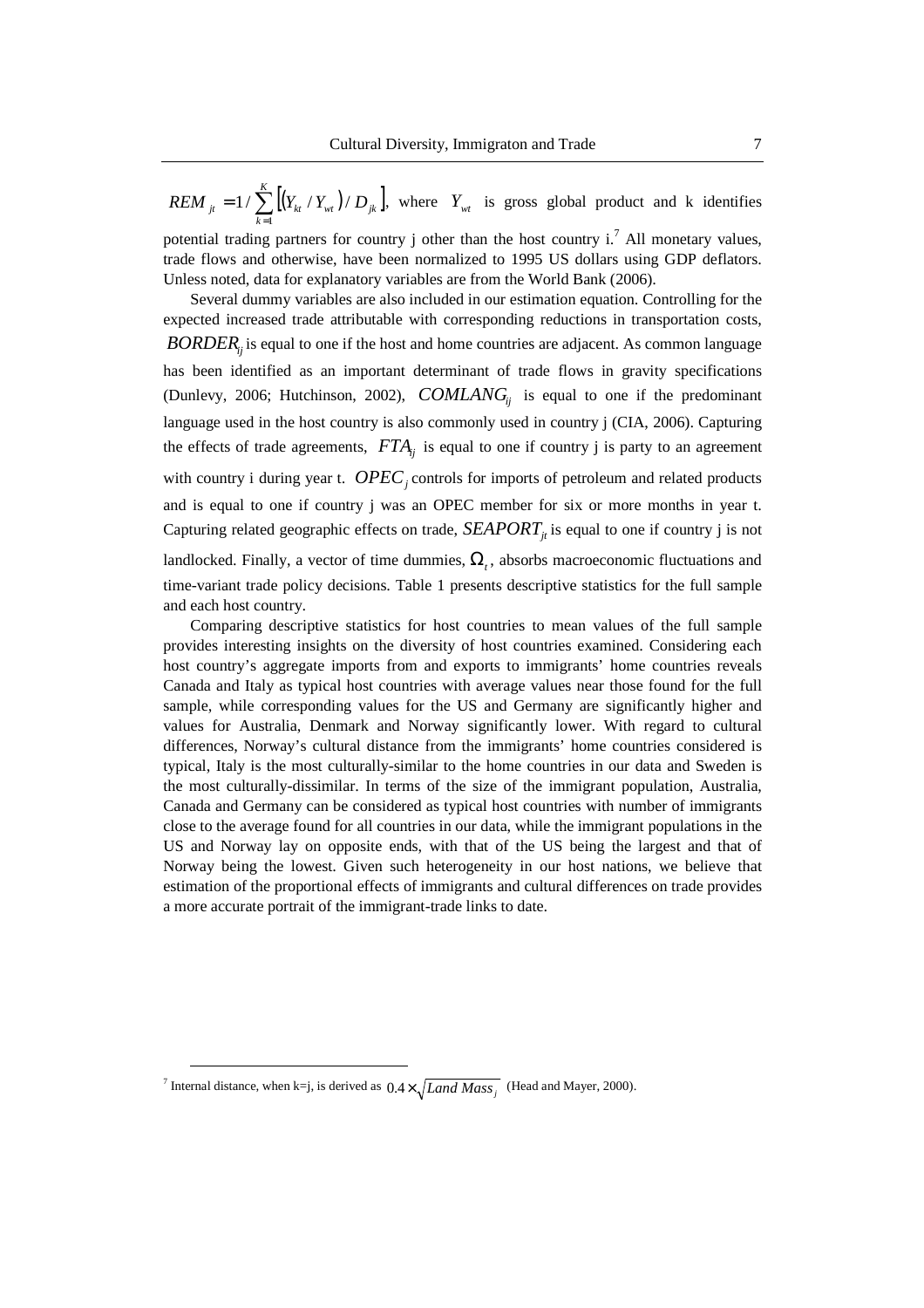$REM_{jt} = 1 / \sum_{k=1}^{K} \left[ \left( Y_{kt} / Y_{wt} \right) / D_{jk} \right]$, where $Y_{wt}$ is gross global product and k identifies potential trading partners for country j other than the host country i.[7] All monetary values, trade flows and otherwise, have been normalized to 1995 US dollars using GDP deflators. Unless noted, data for explanatory variables are from the World Bank (2006).

Several dummy variables are also included in our estimation equation. Controlling for the expected increased trade attributable with corresponding reductions in transportation costs, $BORDER_{ij}$ is equal to one if the host and home countries are adjacent. As common language has been identified as an important determinant of trade flows in gravity specifications (Dunlevy, 2006; Hutchinson, 2002), $COMLANG_{ij}$ is equal to one if the predominant language used in the host country is also commonly used in country j (CIA, 2006). Capturing the effects of trade agreements, $FTA_{ij}$ is equal to one if country j is party to an agreement with country i during year t. $OPEC_j$ controls for imports of petroleum and related products and is equal to one if country j was an OPEC member for six or more months in year t. Capturing related geographic effects on trade, $SEAPORT_{jt}$ is equal to one if country j is not landlocked. Finally, a vector of time dummies, $\Omega_t$, absorbs macroeconomic fluctuations and time-variant trade policy decisions. Table 1 presents descriptive statistics for the full sample and each host country.

Comparing descriptive statistics for host countries to mean values of the full sample provides interesting insights on the diversity of host countries examined. Considering each host country's aggregate imports from and exports to immigrants' home countries reveals Canada and Italy as typical host countries with average values near those found for the full sample, while corresponding values for the US and Germany are significantly higher and values for Australia, Denmark and Norway significantly lower. With regard to cultural differences, Norway's cultural distance from the immigrants' home countries considered is typical, Italy is the most culturally-similar to the home countries in our data and Sweden is the most culturally-dissimilar. In terms of the size of the immigrant population, Australia, Canada and Germany can be considered as typical host countries with number of immigrants close to the average found for all countries in our data, while the immigrant populations in the US and Norway lay on opposite ends, with that of the US being the largest and that of Norway being the lowest. Given such heterogeneity in our host nations, we believe that estimation of the proportional effects of immigrants and cultural differences on trade provides a more accurate portrait of the immigrant-trade links to date.

[7] Internal distance, when k=j, is derived as $0.4 \times \sqrt{Land\ Mass_j}$ (Head and Mayer, 2000).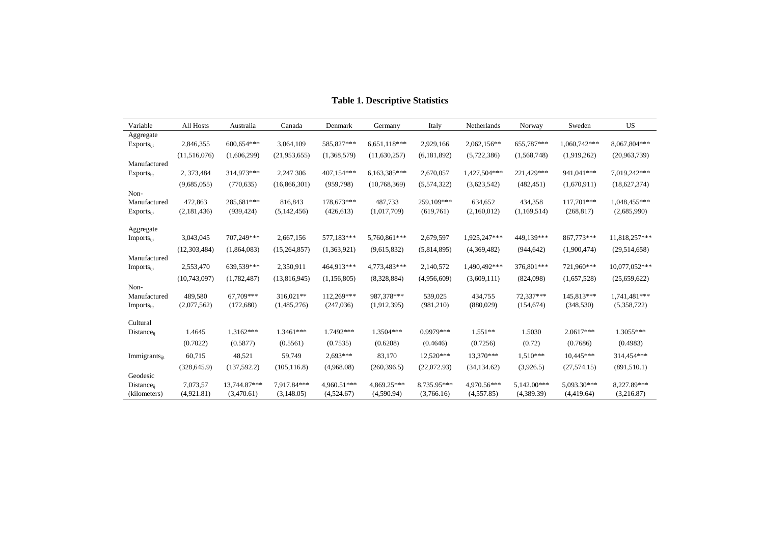**Table 1. Descriptive Statistics**

| Variable | All Hosts | Australia | Canada | Denmark | Germany | Italy | Netherlands | Norway | Sweden | US |
|---|---|---|---|---|---|---|---|---|---|---|
| Aggregate Exports$_{ijt}$ | 2,846,355 | 600,654*** | 3,064,109 | 585,827*** | 6,651,118*** | 2,929,166 | 2,062,156** | 655,787*** | 1,060,742*** | 8,067,804*** |
| | (11,516,076) | (1,606,299) | (21,953,655) | (1,368,579) | (11,630,257) | (6,181,892) | (5,722,386) | (1,568,748) | (1,919,262) | (20,963,739) |
| Manufactured Exports$_{ijt}$ | 2, 373,484 | 314,973*** | 2,247 306 | 407,154*** | 6,163,385*** | 2,670,057 | 1,427,504*** | 221,429*** | 941,041*** | 7,019,242*** |
| | (9,685,055) | (770,635) | (16,866,301) | (959,798) | (10,768,369) | (5,574,322) | (3,623,542) | (482,451) | (1,670,911) | (18,627,374) |
| Non-Manufactured Exports$_{ijt}$ | 472,863 | 285,681*** | 816,843 | 178,673*** | 487,733 | 259,109*** | 634,652 | 434,358 | 117,701*** | 1,048,455*** |
| | (2,181,436) | (939,424) | (5,142,456) | (426,613) | (1,017,709) | (619,761) | (2,160,012) | (1,169,514) | (268,817) | (2,685,990) |
| Aggregate Imports$_{ijt}$ | 3,043,045 | 707,249*** | 2,667,156 | 577,183*** | 5,760,861*** | 2,679,597 | 1,925,247*** | 449,139*** | 867,773*** | 11,818,257*** |
| | (12,303,484) | (1,864,083) | (15,264,857) | (1,363,921) | (9,615,832) | (5,814,895) | (4,369,482) | (944,642) | (1,900,474) | (29,514,658) |
| Manufactured Imports$_{ijt}$ | 2,553,470 | 639,539*** | 2,350,911 | 464,913*** | 4,773,483*** | 2,140,572 | 1,490,492*** | 376,801*** | 721,960*** | 10,077,052*** |
| | (10,743,097) | (1,782,487) | (13,816,945) | (1,156,805) | (8,328,884) | (4,956,609) | (3,609,111) | (824,098) | (1,657,528) | (25,659,622) |
| Non-Manufactured Imports$_{ijt}$ | 489,580 | 67,709*** | 316,021** | 112,269*** | 987,378*** | 539,025 | 434,755 | 72,337*** | 145,813*** | 1,741,481*** |
| | (2,077,562) | (172,680) | (1,485,276) | (247,036) | (1,912,395) | (981,210) | (880,029) | (154,674) | (348,530) | (5,358,722) |
| Cultural Distance$_{ij}$ | 1.4645 | 1.3162*** | 1.3461*** | 1.7492*** | 1.3504*** | 0.9979*** | 1.551** | 1.5030 | 2.0617*** | 1.3055*** |
| | (0.7022) | (0.5877) | (0.5561) | (0.7535) | (0.6208) | (0.4646) | (0.7256) | (0.72) | (0.7686) | (0.4983) |
| Immigrants$_{ijt}$ | 60,715 | 48,521 | 59,749 | 2,693*** | 83,170 | 12,520*** | 13,370*** | 1,510*** | 10,445*** | 314,454*** |
| | (328,645.9) | (137,592.2) | (105,116.8) | (4,968.08) | (260,396.5) | (22,072.93) | (34,134.62) | (3,926.5) | (27,574.15) | (891,510.1) |
| Geodesic Distance$_{ij}$ (kilometers) | 7,073,57 | 13,744.87*** | 7,917.84*** | 4,960.51*** | 4,869.25*** | 8,735.95*** | 4,970.56*** | 5,142.00*** | 5,093.30*** | 8,227.89*** |
| | (4,921.81) | (3,470.61) | (3,148.05) | (4,524.67) | (4,590.94) | (3,766.16) | (4,557.85) | (4,389.39) | (4,419.64) | (3,216.87) |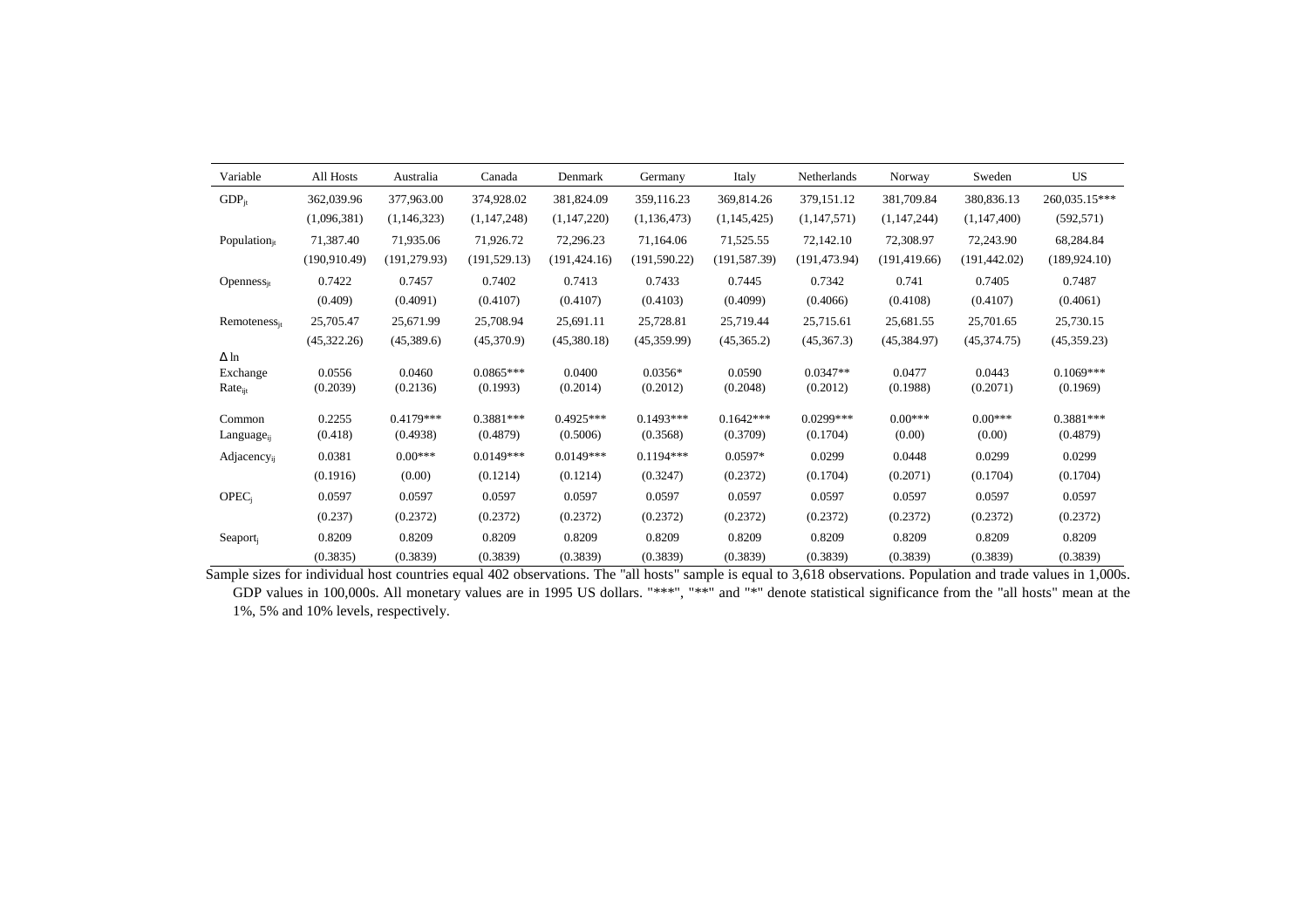| Variable | All Hosts | Australia | Canada | Denmark | Germany | Italy | Netherlands | Norway | Sweden | US |
|---|---|---|---|---|---|---|---|---|---|---|
| $GDP_{jt}$ | 362,039.96 | 377,963.00 | 374,928.02 | 381,824.09 | 359,116.23 | 369,814.26 | 379,151.12 | 381,709.84 | 380,836.13 | 260,035.15*** |
| | (1,096,381) | (1,146,323) | (1,147,248) | (1,147,220) | (1,136,473) | (1,145,425) | (1,147,571) | (1,147,244) | (1,147,400) | (592,571) |
| $Population_{jt}$ | 71,387.40 | 71,935.06 | 71,926.72 | 72,296.23 | 71,164.06 | 71,525.55 | 72,142.10 | 72,308.97 | 72,243.90 | 68,284.84 |
| | (190,910.49) | (191,279.93) | (191,529.13) | (191,424.16) | (191,590.22) | (191,587.39) | (191,473.94) | (191,419.66) | (191,442.02) | (189,924.10) |
| $Openness_{jt}$ | 0.7422 | 0.7457 | 0.7402 | 0.7413 | 0.7433 | 0.7445 | 0.7342 | 0.741 | 0.7405 | 0.7487 |
| | (0.409) | (0.4091) | (0.4107) | (0.4107) | (0.4103) | (0.4099) | (0.4066) | (0.4108) | (0.4107) | (0.4061) |
| $Remoteness_{jt}$ | 25,705.47 | 25,671.99 | 25,708.94 | 25,691.11 | 25,728.81 | 25,719.44 | 25,715.61 | 25,681.55 | 25,701.65 | 25,730.15 |
| | (45,322.26) | (45,389.6) | (45,370.9) | (45,380.18) | (45,359.99) | (45,365.2) | (45,367.3) | (45,384.97) | (45,374.75) | (45,359.23) |
| $\Delta$ ln Exchange $Rate_{ijt}$ | 0.0556 | 0.0460 | 0.0865*** | 0.0400 | 0.0356* | 0.0590 | 0.0347** | 0.0477 | 0.0443 | 0.1069*** |
| | (0.2039) | (0.2136) | (0.1993) | (0.2014) | (0.2012) | (0.2048) | (0.2012) | (0.1988) | (0.2071) | (0.1969) |
| Common $Language_{ij}$ | 0.2255 | 0.4179*** | 0.3881*** | 0.4925*** | 0.1493*** | 0.1642*** | 0.0299*** | 0.00*** | 0.00*** | 0.3881*** |
| | (0.418) | (0.4938) | (0.4879) | (0.5006) | (0.3568) | (0.3709) | (0.1704) | (0.00) | (0.00) | (0.4879) |
| $Adjacency_{ij}$ | 0.0381 | 0.00*** | 0.0149*** | 0.0149*** | 0.1194*** | 0.0597* | 0.0299 | 0.0448 | 0.0299 | 0.0299 |
| | (0.1916) | (0.00) | (0.1214) | (0.1214) | (0.3247) | (0.2372) | (0.1704) | (0.2071) | (0.1704) | (0.1704) |
| $OPEC_j$ | 0.0597 | 0.0597 | 0.0597 | 0.0597 | 0.0597 | 0.0597 | 0.0597 | 0.0597 | 0.0597 | 0.0597 |
| | (0.237) | (0.2372) | (0.2372) | (0.2372) | (0.2372) | (0.2372) | (0.2372) | (0.2372) | (0.2372) | (0.2372) |
| $Seaport_j$ | 0.8209 | 0.8209 | 0.8209 | 0.8209 | 0.8209 | 0.8209 | 0.8209 | 0.8209 | 0.8209 | 0.8209 |
| | (0.3835) | (0.3839) | (0.3839) | (0.3839) | (0.3839) | (0.3839) | (0.3839) | (0.3839) | (0.3839) | (0.3839) |

Sample sizes for individual host countries equal 402 observations. The "all hosts" sample is equal to 3,618 observations. Population and trade values in 1,000s. GDP values in 100,000s. All monetary values are in 1995 US dollars. "***", "**" and "*" denote statistical significance from the "all hosts" mean at the 1%, 5% and 10% levels, respectively.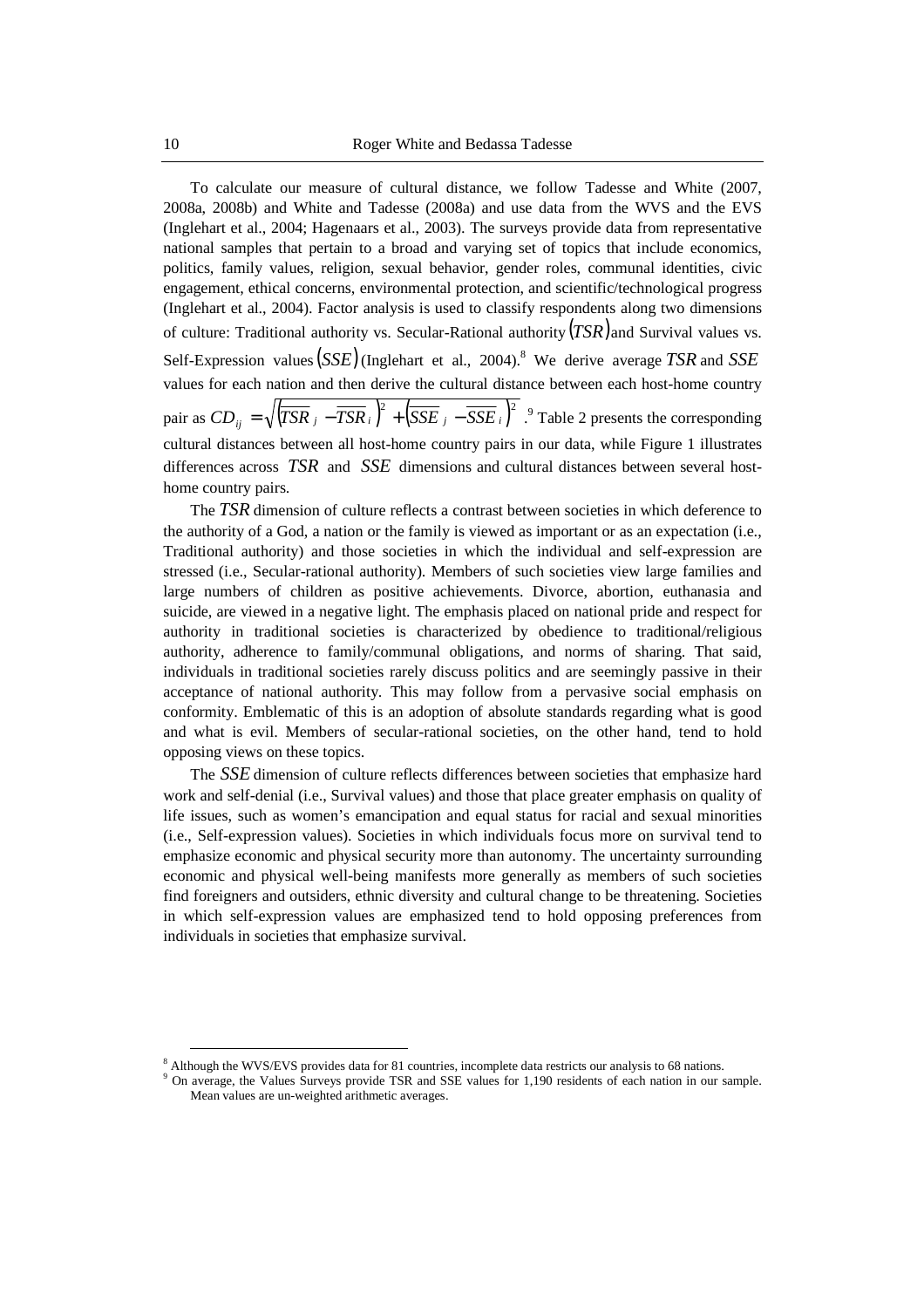To calculate our measure of cultural distance, we follow Tadesse and White (2007, 2008a, 2008b) and White and Tadesse (2008a) and use data from the WVS and the EVS (Inglehart et al., 2004; Hagenaars et al., 2003). The surveys provide data from representative national samples that pertain to a broad and varying set of topics that include economics, politics, family values, religion, sexual behavior, gender roles, communal identities, civic engagement, ethical concerns, environmental protection, and scientific/technological progress (Inglehart et al., 2004). Factor analysis is used to classify respondents along two dimensions of culture: Traditional authority vs. Secular-Rational authority $(TSR)$ and Survival values vs. Self-Expression values $(SSE)$ (Inglehart et al., 2004).[8] We derive average $TSR$ and $SSE$ values for each nation and then derive the cultural distance between each host-home country pair as $CD_{ij} = \sqrt{\left(\overline{TSR}_j - \overline{TSR}_i\right)^2 + \left(\overline{SSE}_j - \overline{SSE}_i\right)^2}$.[9] Table 2 presents the corresponding cultural distances between all host-home country pairs in our data, while Figure 1 illustrates differences across $TSR$ and $SSE$ dimensions and cultural distances between several host-home country pairs.

The $TSR$ dimension of culture reflects a contrast between societies in which deference to the authority of a God, a nation or the family is viewed as important or as an expectation (i.e., Traditional authority) and those societies in which the individual and self-expression are stressed (i.e., Secular-rational authority). Members of such societies view large families and large numbers of children as positive achievements. Divorce, abortion, euthanasia and suicide, are viewed in a negative light. The emphasis placed on national pride and respect for authority in traditional societies is characterized by obedience to traditional/religious authority, adherence to family/communal obligations, and norms of sharing. That said, individuals in traditional societies rarely discuss politics and are seemingly passive in their acceptance of national authority. This may follow from a pervasive social emphasis on conformity. Emblematic of this is an adoption of absolute standards regarding what is good and what is evil. Members of secular-rational societies, on the other hand, tend to hold opposing views on these topics.

The $SSE$ dimension of culture reflects differences between societies that emphasize hard work and self-denial (i.e., Survival values) and those that place greater emphasis on quality of life issues, such as women's emancipation and equal status for racial and sexual minorities (i.e., Self-expression values). Societies in which individuals focus more on survival tend to emphasize economic and physical security more than autonomy. The uncertainty surrounding economic and physical well-being manifests more generally as members of such societies find foreigners and outsiders, ethnic diversity and cultural change to be threatening. Societies in which self-expression values are emphasized tend to hold opposing preferences from individuals in societies that emphasize survival.

---

[8] Although the WVS/EVS provides data for 81 countries, incomplete data restricts our analysis to 68 nations.

[9] On average, the Values Surveys provide TSR and SSE values for 1,190 residents of each nation in our sample. Mean values are un-weighted arithmetic averages.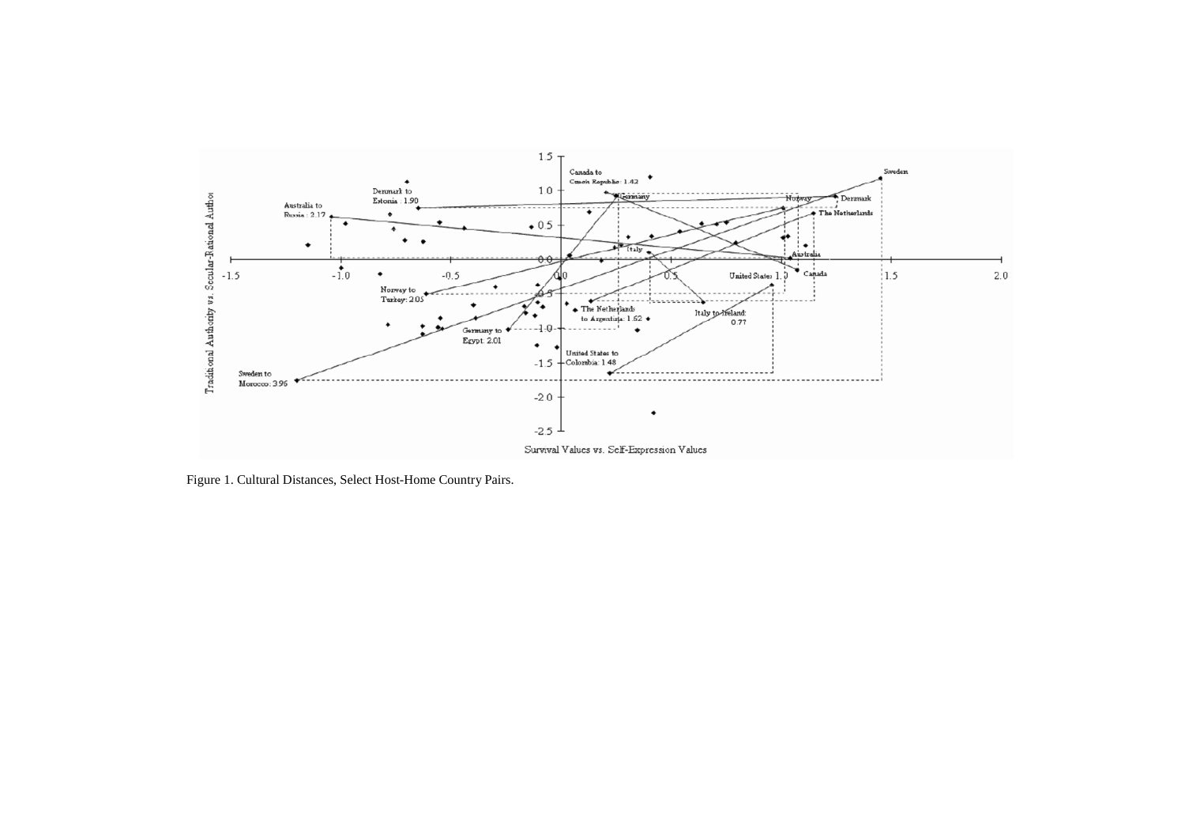Figure 1. Cultural Distances, Select Host-Home Country Pairs.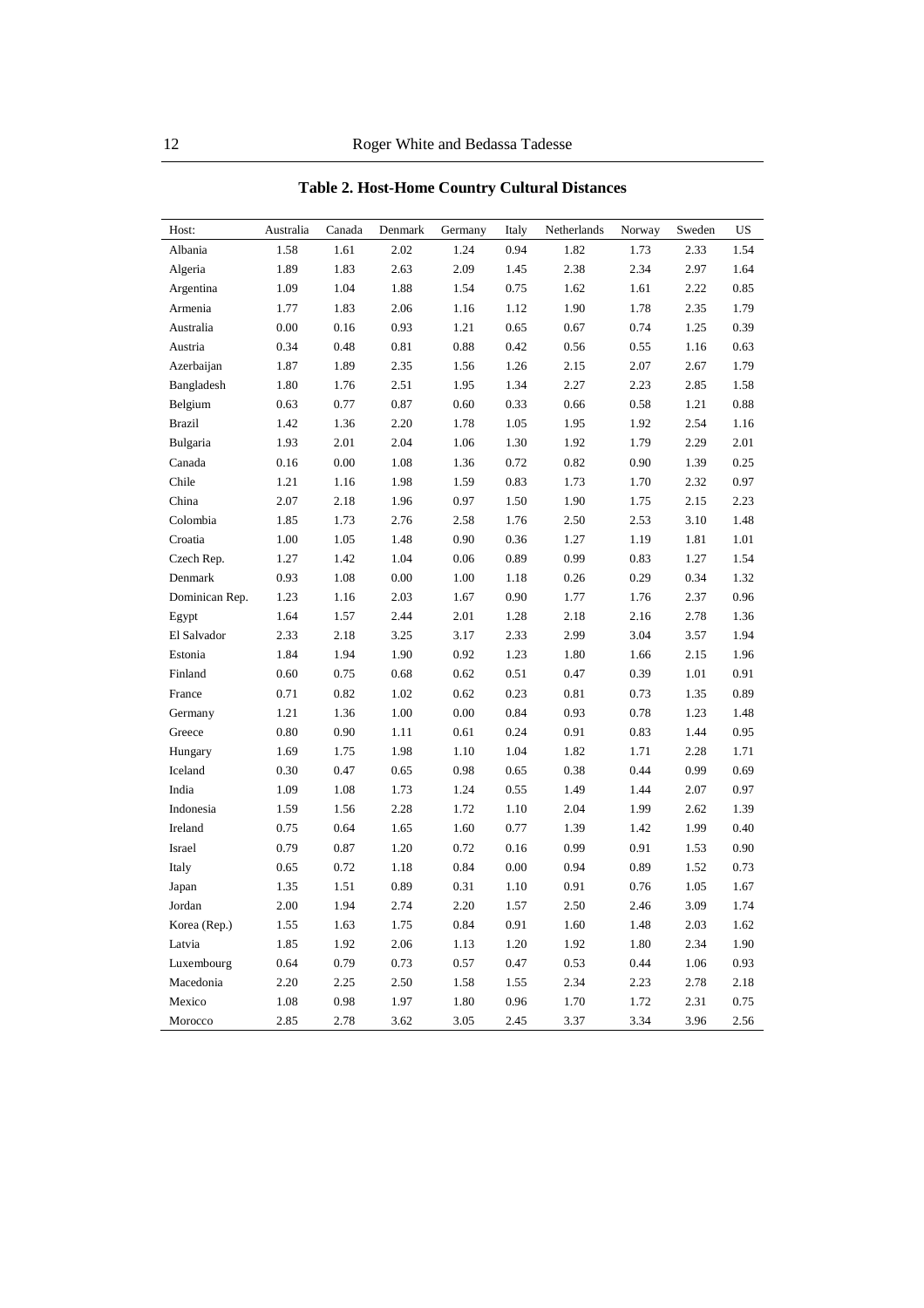**Table 2. Host-Home Country Cultural Distances**

| Host: | Australia | Canada | Denmark | Germany | Italy | Netherlands | Norway | Sweden | US |
|---|---|---|---|---|---|---|---|---|---|
| Albania | 1.58 | 1.61 | 2.02 | 1.24 | 0.94 | 1.82 | 1.73 | 2.33 | 1.54 |
| Algeria | 1.89 | 1.83 | 2.63 | 2.09 | 1.45 | 2.38 | 2.34 | 2.97 | 1.64 |
| Argentina | 1.09 | 1.04 | 1.88 | 1.54 | 0.75 | 1.62 | 1.61 | 2.22 | 0.85 |
| Armenia | 1.77 | 1.83 | 2.06 | 1.16 | 1.12 | 1.90 | 1.78 | 2.35 | 1.79 |
| Australia | 0.00 | 0.16 | 0.93 | 1.21 | 0.65 | 0.67 | 0.74 | 1.25 | 0.39 |
| Austria | 0.34 | 0.48 | 0.81 | 0.88 | 0.42 | 0.56 | 0.55 | 1.16 | 0.63 |
| Azerbaijan | 1.87 | 1.89 | 2.35 | 1.56 | 1.26 | 2.15 | 2.07 | 2.67 | 1.79 |
| Bangladesh | 1.80 | 1.76 | 2.51 | 1.95 | 1.34 | 2.27 | 2.23 | 2.85 | 1.58 |
| Belgium | 0.63 | 0.77 | 0.87 | 0.60 | 0.33 | 0.66 | 0.58 | 1.21 | 0.88 |
| Brazil | 1.42 | 1.36 | 2.20 | 1.78 | 1.05 | 1.95 | 1.92 | 2.54 | 1.16 |
| Bulgaria | 1.93 | 2.01 | 2.04 | 1.06 | 1.30 | 1.92 | 1.79 | 2.29 | 2.01 |
| Canada | 0.16 | 0.00 | 1.08 | 1.36 | 0.72 | 0.82 | 0.90 | 1.39 | 0.25 |
| Chile | 1.21 | 1.16 | 1.98 | 1.59 | 0.83 | 1.73 | 1.70 | 2.32 | 0.97 |
| China | 2.07 | 2.18 | 1.96 | 0.97 | 1.50 | 1.90 | 1.75 | 2.15 | 2.23 |
| Colombia | 1.85 | 1.73 | 2.76 | 2.58 | 1.76 | 2.50 | 2.53 | 3.10 | 1.48 |
| Croatia | 1.00 | 1.05 | 1.48 | 0.90 | 0.36 | 1.27 | 1.19 | 1.81 | 1.01 |
| Czech Rep. | 1.27 | 1.42 | 1.04 | 0.06 | 0.89 | 0.99 | 0.83 | 1.27 | 1.54 |
| Denmark | 0.93 | 1.08 | 0.00 | 1.00 | 1.18 | 0.26 | 0.29 | 0.34 | 1.32 |
| Dominican Rep. | 1.23 | 1.16 | 2.03 | 1.67 | 0.90 | 1.77 | 1.76 | 2.37 | 0.96 |
| Egypt | 1.64 | 1.57 | 2.44 | 2.01 | 1.28 | 2.18 | 2.16 | 2.78 | 1.36 |
| El Salvador | 2.33 | 2.18 | 3.25 | 3.17 | 2.33 | 2.99 | 3.04 | 3.57 | 1.94 |
| Estonia | 1.84 | 1.94 | 1.90 | 0.92 | 1.23 | 1.80 | 1.66 | 2.15 | 1.96 |
| Finland | 0.60 | 0.75 | 0.68 | 0.62 | 0.51 | 0.47 | 0.39 | 1.01 | 0.91 |
| France | 0.71 | 0.82 | 1.02 | 0.62 | 0.23 | 0.81 | 0.73 | 1.35 | 0.89 |
| Germany | 1.21 | 1.36 | 1.00 | 0.00 | 0.84 | 0.93 | 0.78 | 1.23 | 1.48 |
| Greece | 0.80 | 0.90 | 1.11 | 0.61 | 0.24 | 0.91 | 0.83 | 1.44 | 0.95 |
| Hungary | 1.69 | 1.75 | 1.98 | 1.10 | 1.04 | 1.82 | 1.71 | 2.28 | 1.71 |
| Iceland | 0.30 | 0.47 | 0.65 | 0.98 | 0.65 | 0.38 | 0.44 | 0.99 | 0.69 |
| India | 1.09 | 1.08 | 1.73 | 1.24 | 0.55 | 1.49 | 1.44 | 2.07 | 0.97 |
| Indonesia | 1.59 | 1.56 | 2.28 | 1.72 | 1.10 | 2.04 | 1.99 | 2.62 | 1.39 |
| Ireland | 0.75 | 0.64 | 1.65 | 1.60 | 0.77 | 1.39 | 1.42 | 1.99 | 0.40 |
| Israel | 0.79 | 0.87 | 1.20 | 0.72 | 0.16 | 0.99 | 0.91 | 1.53 | 0.90 |
| Italy | 0.65 | 0.72 | 1.18 | 0.84 | 0.00 | 0.94 | 0.89 | 1.52 | 0.73 |
| Japan | 1.35 | 1.51 | 0.89 | 0.31 | 1.10 | 0.91 | 0.76 | 1.05 | 1.67 |
| Jordan | 2.00 | 1.94 | 2.74 | 2.20 | 1.57 | 2.50 | 2.46 | 3.09 | 1.74 |
| Korea (Rep.) | 1.55 | 1.63 | 1.75 | 0.84 | 0.91 | 1.60 | 1.48 | 2.03 | 1.62 |
| Latvia | 1.85 | 1.92 | 2.06 | 1.13 | 1.20 | 1.92 | 1.80 | 2.34 | 1.90 |
| Luxembourg | 0.64 | 0.79 | 0.73 | 0.57 | 0.47 | 0.53 | 0.44 | 1.06 | 0.93 |
| Macedonia | 2.20 | 2.25 | 2.50 | 1.58 | 1.55 | 2.34 | 2.23 | 2.78 | 2.18 |
| Mexico | 1.08 | 0.98 | 1.97 | 1.80 | 0.96 | 1.70 | 1.72 | 2.31 | 0.75 |
| Morocco | 2.85 | 2.78 | 3.62 | 3.05 | 2.45 | 3.37 | 3.34 | 3.96 | 2.56 |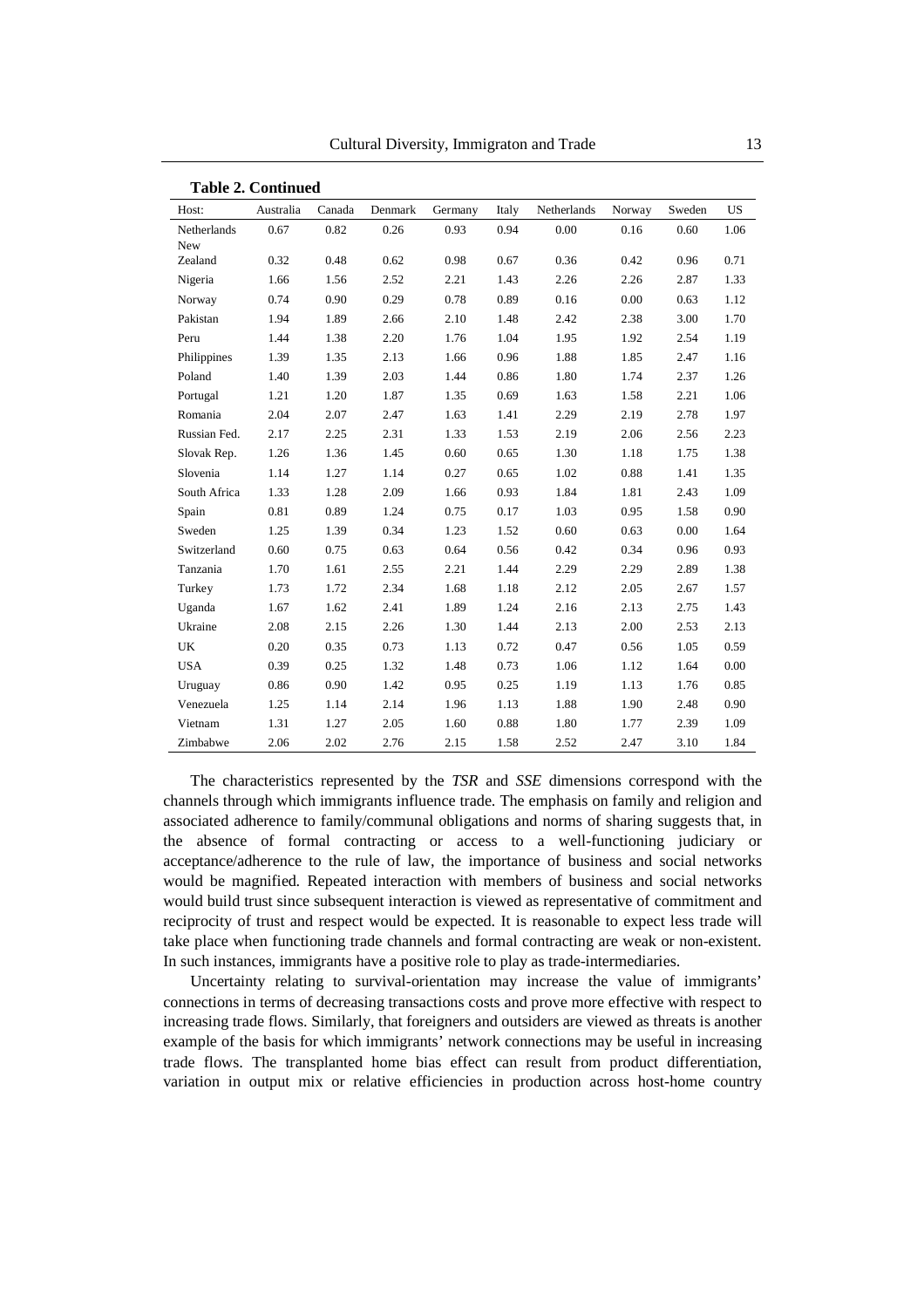**Table 2. Continued**

| Host: | Australia | Canada | Denmark | Germany | Italy | Netherlands | Norway | Sweden | US |
|---|---|---|---|---|---|---|---|---|---|
| Netherlands | 0.67 | 0.82 | 0.26 | 0.93 | 0.94 | 0.00 | 0.16 | 0.60 | 1.06 |
| New Zealand | 0.32 | 0.48 | 0.62 | 0.98 | 0.67 | 0.36 | 0.42 | 0.96 | 0.71 |
| Nigeria | 1.66 | 1.56 | 2.52 | 2.21 | 1.43 | 2.26 | 2.26 | 2.87 | 1.33 |
| Norway | 0.74 | 0.90 | 0.29 | 0.78 | 0.89 | 0.16 | 0.00 | 0.63 | 1.12 |
| Pakistan | 1.94 | 1.89 | 2.66 | 2.10 | 1.48 | 2.42 | 2.38 | 3.00 | 1.70 |
| Peru | 1.44 | 1.38 | 2.20 | 1.76 | 1.04 | 1.95 | 1.92 | 2.54 | 1.19 |
| Philippines | 1.39 | 1.35 | 2.13 | 1.66 | 0.96 | 1.88 | 1.85 | 2.47 | 1.16 |
| Poland | 1.40 | 1.39 | 2.03 | 1.44 | 0.86 | 1.80 | 1.74 | 2.37 | 1.26 |
| Portugal | 1.21 | 1.20 | 1.87 | 1.35 | 0.69 | 1.63 | 1.58 | 2.21 | 1.06 |
| Romania | 2.04 | 2.07 | 2.47 | 1.63 | 1.41 | 2.29 | 2.19 | 2.78 | 1.97 |
| Russian Fed. | 2.17 | 2.25 | 2.31 | 1.33 | 1.53 | 2.19 | 2.06 | 2.56 | 2.23 |
| Slovak Rep. | 1.26 | 1.36 | 1.45 | 0.60 | 0.65 | 1.30 | 1.18 | 1.75 | 1.38 |
| Slovenia | 1.14 | 1.27 | 1.14 | 0.27 | 0.65 | 1.02 | 0.88 | 1.41 | 1.35 |
| South Africa | 1.33 | 1.28 | 2.09 | 1.66 | 0.93 | 1.84 | 1.81 | 2.43 | 1.09 |
| Spain | 0.81 | 0.89 | 1.24 | 0.75 | 0.17 | 1.03 | 0.95 | 1.58 | 0.90 |
| Sweden | 1.25 | 1.39 | 0.34 | 1.23 | 1.52 | 0.60 | 0.63 | 0.00 | 1.64 |
| Switzerland | 0.60 | 0.75 | 0.63 | 0.64 | 0.56 | 0.42 | 0.34 | 0.96 | 0.93 |
| Tanzania | 1.70 | 1.61 | 2.55 | 2.21 | 1.44 | 2.29 | 2.29 | 2.89 | 1.38 |
| Turkey | 1.73 | 1.72 | 2.34 | 1.68 | 1.18 | 2.12 | 2.05 | 2.67 | 1.57 |
| Uganda | 1.67 | 1.62 | 2.41 | 1.89 | 1.24 | 2.16 | 2.13 | 2.75 | 1.43 |
| Ukraine | 2.08 | 2.15 | 2.26 | 1.30 | 1.44 | 2.13 | 2.00 | 2.53 | 2.13 |
| UK | 0.20 | 0.35 | 0.73 | 1.13 | 0.72 | 0.47 | 0.56 | 1.05 | 0.59 |
| USA | 0.39 | 0.25 | 1.32 | 1.48 | 0.73 | 1.06 | 1.12 | 1.64 | 0.00 |
| Uruguay | 0.86 | 0.90 | 1.42 | 0.95 | 0.25 | 1.19 | 1.13 | 1.76 | 0.85 |
| Venezuela | 1.25 | 1.14 | 2.14 | 1.96 | 1.13 | 1.88 | 1.90 | 2.48 | 0.90 |
| Vietnam | 1.31 | 1.27 | 2.05 | 1.60 | 0.88 | 1.80 | 1.77 | 2.39 | 1.09 |
| Zimbabwe | 2.06 | 2.02 | 2.76 | 2.15 | 1.58 | 2.52 | 2.47 | 3.10 | 1.84 |

The characteristics represented by the *TSR* and *SSE* dimensions correspond with the channels through which immigrants influence trade. The emphasis on family and religion and associated adherence to family/communal obligations and norms of sharing suggests that, in the absence of formal contracting or access to a well-functioning judiciary or acceptance/adherence to the rule of law, the importance of business and social networks would be magnified. Repeated interaction with members of business and social networks would build trust since subsequent interaction is viewed as representative of commitment and reciprocity of trust and respect would be expected. It is reasonable to expect less trade will take place when functioning trade channels and formal contracting are weak or non-existent. In such instances, immigrants have a positive role to play as trade-intermediaries.

Uncertainty relating to survival-orientation may increase the value of immigrants' connections in terms of decreasing transactions costs and prove more effective with respect to increasing trade flows. Similarly, that foreigners and outsiders are viewed as threats is another example of the basis for which immigrants' network connections may be useful in increasing trade flows. The transplanted home bias effect can result from product differentiation, variation in output mix or relative efficiencies in production across host-home country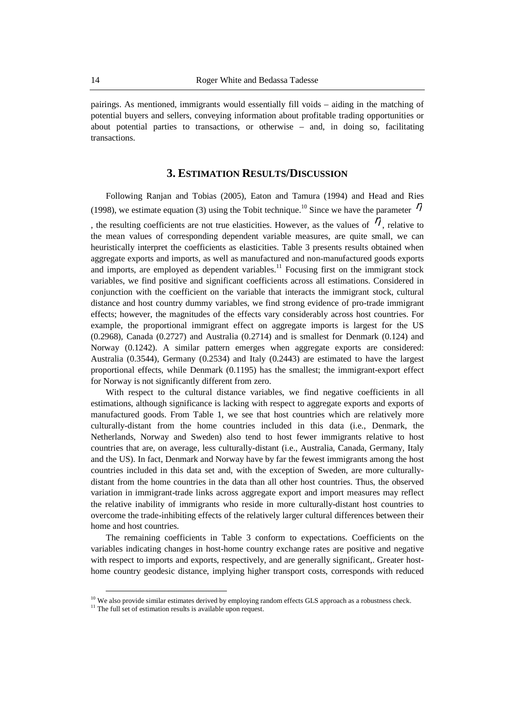pairings. As mentioned, immigrants would essentially fill voids – aiding in the matching of potential buyers and sellers, conveying information about profitable trading opportunities or about potential parties to transactions, or otherwise – and, in doing so, facilitating transactions.

## 3. Estimation Results/Discussion

Following Ranjan and Tobias (2005), Eaton and Tamura (1994) and Head and Ries (1998), we estimate equation (3) using the Tobit technique.[10] Since we have the parameter $\eta$, the resulting coefficients are not true elasticities. However, as the values of $\eta$, relative to the mean values of corresponding dependent variable measures, are quite small, we can heuristically interpret the coefficients as elasticities. Table 3 presents results obtained when aggregate exports and imports, as well as manufactured and non-manufactured goods exports and imports, are employed as dependent variables.[11] Focusing first on the immigrant stock variables, we find positive and significant coefficients across all estimations. Considered in conjunction with the coefficient on the variable that interacts the immigrant stock, cultural distance and host country dummy variables, we find strong evidence of pro-trade immigrant effects; however, the magnitudes of the effects vary considerably across host countries. For example, the proportional immigrant effect on aggregate imports is largest for the US (0.2968), Canada (0.2727) and Australia (0.2714) and is smallest for Denmark (0.124) and Norway (0.1242). A similar pattern emerges when aggregate exports are considered: Australia (0.3544), Germany (0.2534) and Italy (0.2443) are estimated to have the largest proportional effects, while Denmark (0.1195) has the smallest; the immigrant-export effect for Norway is not significantly different from zero.

With respect to the cultural distance variables, we find negative coefficients in all estimations, although significance is lacking with respect to aggregate exports and exports of manufactured goods. From Table 1, we see that host countries which are relatively more culturally-distant from the home countries included in this data (i.e., Denmark, the Netherlands, Norway and Sweden) also tend to host fewer immigrants relative to host countries that are, on average, less culturally-distant (i.e., Australia, Canada, Germany, Italy and the US). In fact, Denmark and Norway have by far the fewest immigrants among the host countries included in this data set and, with the exception of Sweden, are more culturally-distant from the home countries in the data than all other host countries. Thus, the observed variation in immigrant-trade links across aggregate export and import measures may reflect the relative inability of immigrants who reside in more culturally-distant host countries to overcome the trade-inhibiting effects of the relatively larger cultural differences between their home and host countries.

The remaining coefficients in Table 3 conform to expectations. Coefficients on the variables indicating changes in host-home country exchange rates are positive and negative with respect to imports and exports, respectively, and are generally significant,. Greater host-home country geodesic distance, implying higher transport costs, corresponds with reduced

[10] We also provide similar estimates derived by employing random effects GLS approach as a robustness check.

[11] The full set of estimation results is available upon request.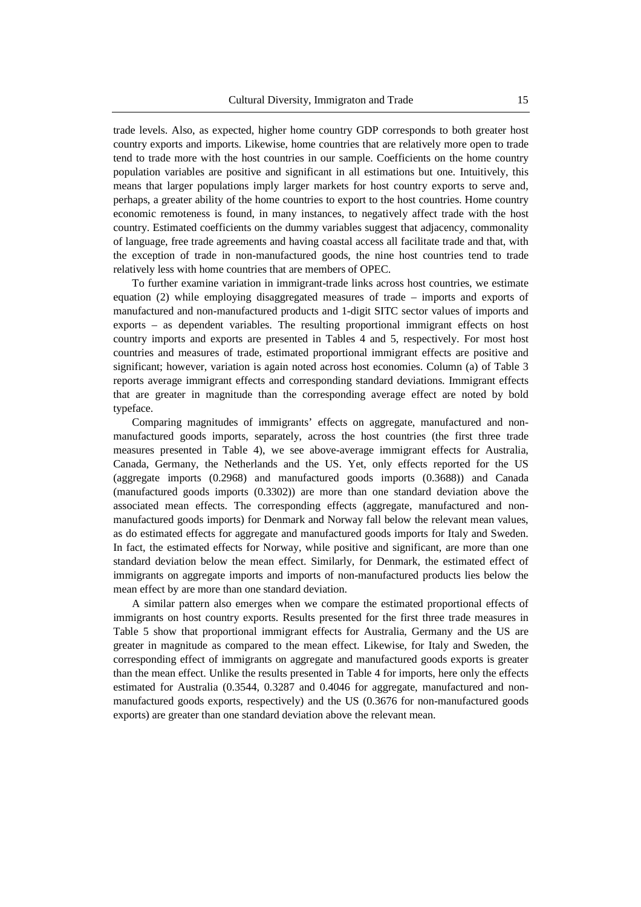trade levels. Also, as expected, higher home country GDP corresponds to both greater host country exports and imports. Likewise, home countries that are relatively more open to trade tend to trade more with the host countries in our sample. Coefficients on the home country population variables are positive and significant in all estimations but one. Intuitively, this means that larger populations imply larger markets for host country exports to serve and, perhaps, a greater ability of the home countries to export to the host countries. Home country economic remoteness is found, in many instances, to negatively affect trade with the host country. Estimated coefficients on the dummy variables suggest that adjacency, commonality of language, free trade agreements and having coastal access all facilitate trade and that, with the exception of trade in non-manufactured goods, the nine host countries tend to trade relatively less with home countries that are members of OPEC.

To further examine variation in immigrant-trade links across host countries, we estimate equation (2) while employing disaggregated measures of trade – imports and exports of manufactured and non-manufactured products and 1-digit SITC sector values of imports and exports – as dependent variables. The resulting proportional immigrant effects on host country imports and exports are presented in Tables 4 and 5, respectively. For most host countries and measures of trade, estimated proportional immigrant effects are positive and significant; however, variation is again noted across host economies. Column (a) of Table 3 reports average immigrant effects and corresponding standard deviations. Immigrant effects that are greater in magnitude than the corresponding average effect are noted by bold typeface.

Comparing magnitudes of immigrants' effects on aggregate, manufactured and non-manufactured goods imports, separately, across the host countries (the first three trade measures presented in Table 4), we see above-average immigrant effects for Australia, Canada, Germany, the Netherlands and the US. Yet, only effects reported for the US (aggregate imports (0.2968) and manufactured goods imports (0.3688)) and Canada (manufactured goods imports (0.3302)) are more than one standard deviation above the associated mean effects. The corresponding effects (aggregate, manufactured and non-manufactured goods imports) for Denmark and Norway fall below the relevant mean values, as do estimated effects for aggregate and manufactured goods imports for Italy and Sweden. In fact, the estimated effects for Norway, while positive and significant, are more than one standard deviation below the mean effect. Similarly, for Denmark, the estimated effect of immigrants on aggregate imports and imports of non-manufactured products lies below the mean effect by are more than one standard deviation.

A similar pattern also emerges when we compare the estimated proportional effects of immigrants on host country exports. Results presented for the first three trade measures in Table 5 show that proportional immigrant effects for Australia, Germany and the US are greater in magnitude as compared to the mean effect. Likewise, for Italy and Sweden, the corresponding effect of immigrants on aggregate and manufactured goods exports is greater than the mean effect. Unlike the results presented in Table 4 for imports, here only the effects estimated for Australia (0.3544, 0.3287 and 0.4046 for aggregate, manufactured and non-manufactured goods exports, respectively) and the US (0.3676 for non-manufactured goods exports) are greater than one standard deviation above the relevant mean.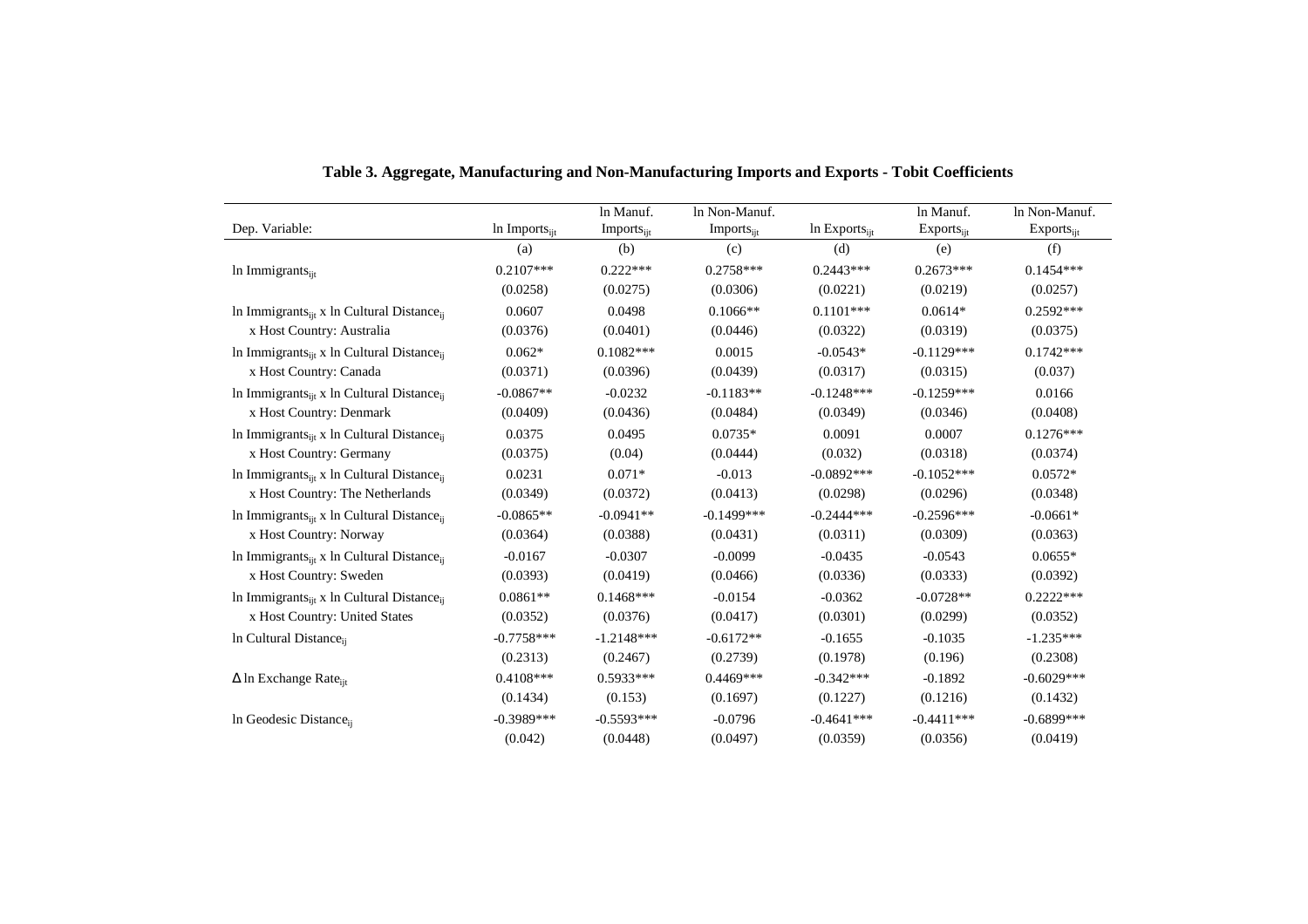**Table 3. Aggregate, Manufacturing and Non-Manufacturing Imports and Exports - Tobit Coefficients**

| Dep. Variable: | ln $Imports_{ijt}$ | ln Manuf. $Imports_{ijt}$ | ln Non-Manuf. $Imports_{ijt}$ | ln $Exports_{ijt}$ | ln Manuf. $Exports_{ijt}$ | ln Non-Manuf. $Exports_{ijt}$ |
|---|---|---|---|---|---|---|
| | (a) | (b) | (c) | (d) | (e) | (f) |
| ln $Immigrants_{ijt}$ | 0.2107*** | 0.222*** | 0.2758*** | 0.2443*** | 0.2673*** | 0.1454*** |
| | (0.0258) | (0.0275) | (0.0306) | (0.0221) | (0.0219) | (0.0257) |
| ln $Immigrants_{ijt}$ x ln Cultural $Distance_{ij}$ | 0.0607 | 0.0498 | 0.1066** | 0.1101*** | 0.0614* | 0.2592*** |
| x Host Country: Australia | (0.0376) | (0.0401) | (0.0446) | (0.0322) | (0.0319) | (0.0375) |
| ln $Immigrants_{ijt}$ x ln Cultural $Distance_{ij}$ | 0.062* | 0.1082*** | 0.0015 | -0.0543* | -0.1129*** | 0.1742*** |
| x Host Country: Canada | (0.0371) | (0.0396) | (0.0439) | (0.0317) | (0.0315) | (0.037) |
| ln $Immigrants_{ijt}$ x ln Cultural $Distance_{ij}$ | -0.0867** | -0.0232 | -0.1183** | -0.1248*** | -0.1259*** | 0.0166 |
| x Host Country: Denmark | (0.0409) | (0.0436) | (0.0484) | (0.0349) | (0.0346) | (0.0408) |
| ln $Immigrants_{ijt}$ x ln Cultural $Distance_{ij}$ | 0.0375 | 0.0495 | 0.0735* | 0.0091 | 0.0007 | 0.1276*** |
| x Host Country: Germany | (0.0375) | (0.04) | (0.0444) | (0.032) | (0.0318) | (0.0374) |
| ln $Immigrants_{ijt}$ x ln Cultural $Distance_{ij}$ | 0.0231 | 0.071* | -0.013 | -0.0892*** | -0.1052*** | 0.0572* |
| x Host Country: The Netherlands | (0.0349) | (0.0372) | (0.0413) | (0.0298) | (0.0296) | (0.0348) |
| ln $Immigrants_{ijt}$ x ln Cultural $Distance_{ij}$ | -0.0865** | -0.0941** | -0.1499*** | -0.2444*** | -0.2596*** | -0.0661* |
| x Host Country: Norway | (0.0364) | (0.0388) | (0.0431) | (0.0311) | (0.0309) | (0.0363) |
| ln $Immigrants_{ijt}$ x ln Cultural $Distance_{ij}$ | -0.0167 | -0.0307 | -0.0099 | -0.0435 | -0.0543 | 0.0655* |
| x Host Country: Sweden | (0.0393) | (0.0419) | (0.0466) | (0.0336) | (0.0333) | (0.0392) |
| ln $Immigrants_{ijt}$ x ln Cultural $Distance_{ij}$ | 0.0861** | 0.1468*** | -0.0154 | -0.0362 | -0.0728** | 0.2222*** |
| x Host Country: United States | (0.0352) | (0.0376) | (0.0417) | (0.0301) | (0.0299) | (0.0352) |
| ln Cultural $Distance_{ij}$ | -0.7758*** | -1.2148*** | -0.6172** | -0.1655 | -0.1035 | -1.235*** |
| | (0.2313) | (0.2467) | (0.2739) | (0.1978) | (0.196) | (0.2308) |
| Δ ln Exchange $Rate_{ijt}$ | 0.4108*** | 0.5933*** | 0.4469*** | -0.342*** | -0.1892 | -0.6029*** |
| | (0.1434) | (0.153) | (0.1697) | (0.1227) | (0.1216) | (0.1432) |
| ln Geodesic $Distance_{ij}$ | -0.3989*** | -0.5593*** | -0.0796 | -0.4641*** | -0.4411*** | -0.6899*** |
| | (0.042) | (0.0448) | (0.0497) | (0.0359) | (0.0356) | (0.0419) |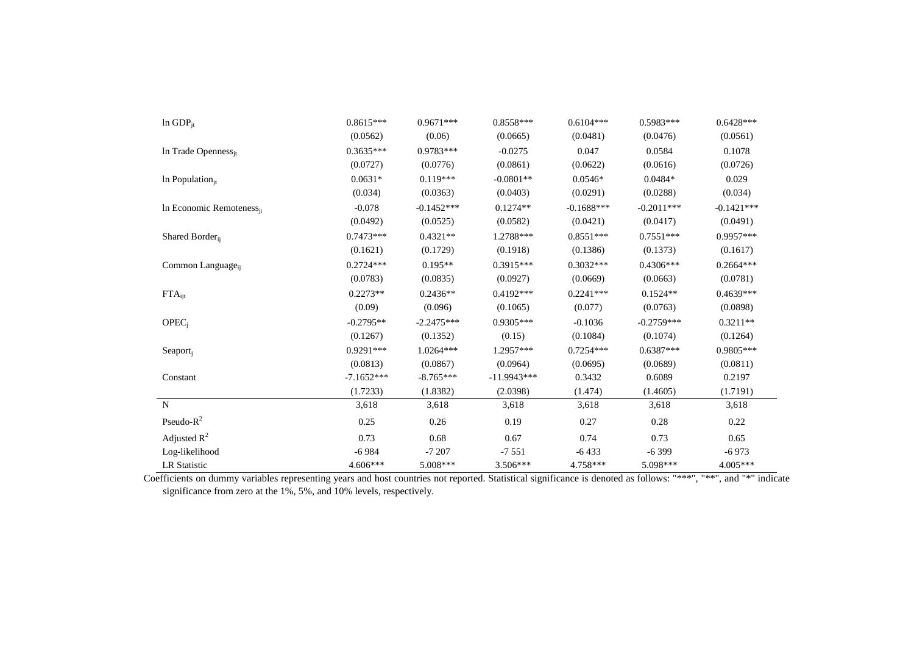| | | | | | | |
|---|---|---|---|---|---|---|
| ln $GDP_{jt}$ | 0.8615*** | 0.9671*** | 0.8558*** | 0.6104*** | 0.5983*** | 0.6428*** |
| | (0.0562) | (0.06) | (0.0665) | (0.0481) | (0.0476) | (0.0561) |
| ln Trade $Openness_{jt}$ | 0.3635*** | 0.9783*** | -0.0275 | 0.047 | 0.0584 | 0.1078 |
| | (0.0727) | (0.0776) | (0.0861) | (0.0622) | (0.0616) | (0.0726) |
| ln $Population_{jt}$ | 0.0631* | 0.119*** | -0.0801** | 0.0546* | 0.0484* | 0.029 |
| | (0.034) | (0.0363) | (0.0403) | (0.0291) | (0.0288) | (0.034) |
| ln Economic $Remoteness_{jt}$ | -0.078 | -0.1452*** | 0.1274** | -0.1688*** | -0.2011*** | -0.1421*** |
| | (0.0492) | (0.0525) | (0.0582) | (0.0421) | (0.0417) | (0.0491) |
| Shared $Border_{ij}$ | 0.7473*** | 0.4321** | 1.2788*** | 0.8551*** | 0.7551*** | 0.9957*** |
| | (0.1621) | (0.1729) | (0.1918) | (0.1386) | (0.1373) | (0.1617) |
| Common $Language_{ij}$ | 0.2724*** | 0.195** | 0.3915*** | 0.3032*** | 0.4306*** | 0.2664*** |
| | (0.0783) | (0.0835) | (0.0927) | (0.0669) | (0.0663) | (0.0781) |
| $FTA_{ijt}$ | 0.2273** | 0.2436** | 0.4192*** | 0.2241*** | 0.1524** | 0.4639*** |
| | (0.09) | (0.096) | (0.1065) | (0.077) | (0.0763) | (0.0898) |
| $OPEC_j$ | -0.2795** | -2.2475*** | 0.9305*** | -0.1036 | -0.2759*** | 0.3211** |
| | (0.1267) | (0.1352) | (0.15) | (0.1084) | (0.1074) | (0.1264) |
| $Seaport_j$ | 0.9291*** | 1.0264*** | 1.2957*** | 0.7254*** | 0.6387*** | 0.9805*** |
| | (0.0813) | (0.0867) | (0.0964) | (0.0695) | (0.0689) | (0.0811) |
| Constant | -7.1652*** | -8.765*** | -11.9943*** | 0.3432 | 0.6089 | 0.2197 |
| | (1.7233) | (1.8382) | (2.0398) | (1.474) | (1.4605) | (1.7191) |
| N | 3,618 | 3,618 | 3,618 | 3,618 | 3,618 | 3,618 |
| Pseudo-$R^2$ | 0.25 | 0.26 | 0.19 | 0.27 | 0.28 | 0.22 |
| Adjusted $R^2$ | 0.73 | 0.68 | 0.67 | 0.74 | 0.73 | 0.65 |
| Log-likelihood | -6 984 | -7 207 | -7 551 | -6 433 | -6 399 | -6 973 |
| LR Statistic | 4.606*** | 5.008*** | 3.506*** | 4.758*** | 5.098*** | 4.005*** |

Coefficients on dummy variables representing years and host countries not reported. Statistical significance is denoted as follows: "***", "**", and "*" indicate significance from zero at the 1%, 5%, and 10% levels, respectively.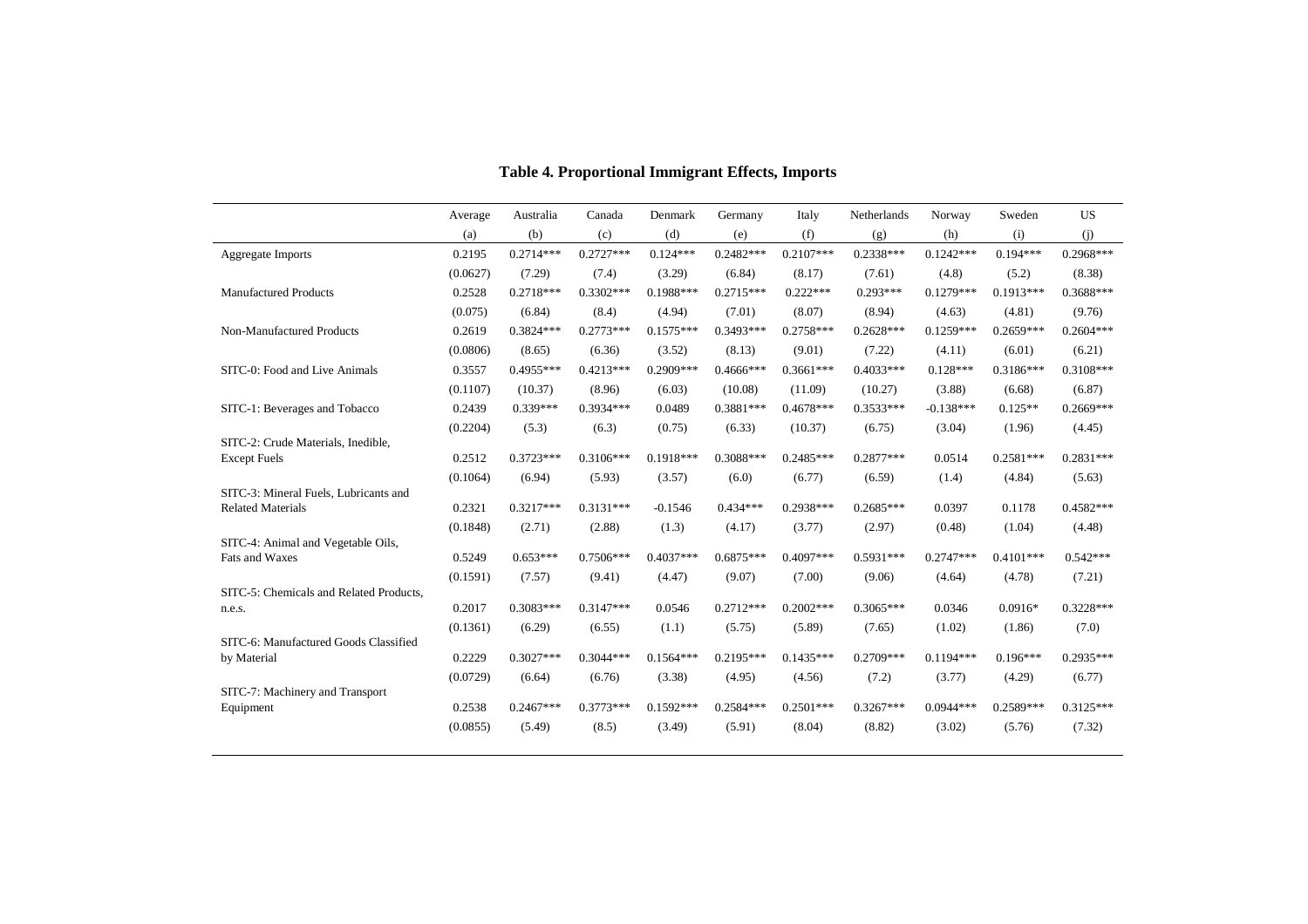**Table 4. Proportional Immigrant Effects, Imports**

| | Average | Australia | Canada | Denmark | Germany | Italy | Netherlands | Norway | Sweden | US |
|---|---|---|---|---|---|---|---|---|---|---|
| | (a) | (b) | (c) | (d) | (e) | (f) | (g) | (h) | (i) | (j) |
| Aggregate Imports | 0.2195 | 0.2714*** | 0.2727*** | 0.124*** | 0.2482*** | 0.2107*** | 0.2338*** | 0.1242*** | 0.194*** | 0.2968*** |
| | (0.0627) | (7.29) | (7.4) | (3.29) | (6.84) | (8.17) | (7.61) | (4.8) | (5.2) | (8.38) |
| Manufactured Products | 0.2528 | 0.2718*** | 0.3302*** | 0.1988*** | 0.2715*** | 0.222*** | 0.293*** | 0.1279*** | 0.1913*** | 0.3688*** |
| | (0.075) | (6.84) | (8.4) | (4.94) | (7.01) | (8.07) | (8.94) | (4.63) | (4.81) | (9.76) |
| Non-Manufactured Products | 0.2619 | 0.3824*** | 0.2773*** | 0.1575*** | 0.3493*** | 0.2758*** | 0.2628*** | 0.1259*** | 0.2659*** | 0.2604*** |
| | (0.0806) | (8.65) | (6.36) | (3.52) | (8.13) | (9.01) | (7.22) | (4.11) | (6.01) | (6.21) |
| SITC-0: Food and Live Animals | 0.3557 | 0.4955*** | 0.4213*** | 0.2909*** | 0.4666*** | 0.3661*** | 0.4033*** | 0.128*** | 0.3186*** | 0.3108*** |
| | (0.1107) | (10.37) | (8.96) | (6.03) | (10.08) | (11.09) | (10.27) | (3.88) | (6.68) | (6.87) |
| SITC-1: Beverages and Tobacco | 0.2439 | 0.339*** | 0.3934*** | 0.0489 | 0.3881*** | 0.4678*** | 0.3533*** | -0.138*** | 0.125** | 0.2669*** |
| | (0.2204) | (5.3) | (6.3) | (0.75) | (6.33) | (10.37) | (6.75) | (3.04) | (1.96) | (4.45) |
| SITC-2: Crude Materials, Inedible, Except Fuels | 0.2512 | 0.3723*** | 0.3106*** | 0.1918*** | 0.3088*** | 0.2485*** | 0.2877*** | 0.0514 | 0.2581*** | 0.2831*** |
| | (0.1064) | (6.94) | (5.93) | (3.57) | (6.0) | (6.77) | (6.59) | (1.4) | (4.84) | (5.63) |
| SITC-3: Mineral Fuels, Lubricants and Related Materials | 0.2321 | 0.3217*** | 0.3131*** | -0.1546 | 0.434*** | 0.2938*** | 0.2685*** | 0.0397 | 0.1178 | 0.4582*** |
| | (0.1848) | (2.71) | (2.88) | (1.3) | (4.17) | (3.77) | (2.97) | (0.48) | (1.04) | (4.48) |
| SITC-4: Animal and Vegetable Oils, Fats and Waxes | 0.5249 | 0.653*** | 0.7506*** | 0.4037*** | 0.6875*** | 0.4097*** | 0.5931*** | 0.2747*** | 0.4101*** | 0.542*** |
| | (0.1591) | (7.57) | (9.41) | (4.47) | (9.07) | (7.00) | (9.06) | (4.64) | (4.78) | (7.21) |
| SITC-5: Chemicals and Related Products, n.e.s. | 0.2017 | 0.3083*** | 0.3147*** | 0.0546 | 0.2712*** | 0.2002*** | 0.3065*** | 0.0346 | 0.0916* | 0.3228*** |
| | (0.1361) | (6.29) | (6.55) | (1.1) | (5.75) | (5.89) | (7.65) | (1.02) | (1.86) | (7.0) |
| SITC-6: Manufactured Goods Classified by Material | 0.2229 | 0.3027*** | 0.3044*** | 0.1564*** | 0.2195*** | 0.1435*** | 0.2709*** | 0.1194*** | 0.196*** | 0.2935*** |
| | (0.0729) | (6.64) | (6.76) | (3.38) | (4.95) | (4.56) | (7.2) | (3.77) | (4.29) | (6.77) |
| SITC-7: Machinery and Transport Equipment | 0.2538 | 0.2467*** | 0.3773*** | 0.1592*** | 0.2584*** | 0.2501*** | 0.3267*** | 0.0944*** | 0.2589*** | 0.3125*** |
| | (0.0855) | (5.49) | (8.5) | (3.49) | (5.91) | (8.04) | (8.82) | (3.02) | (5.76) | (7.32) |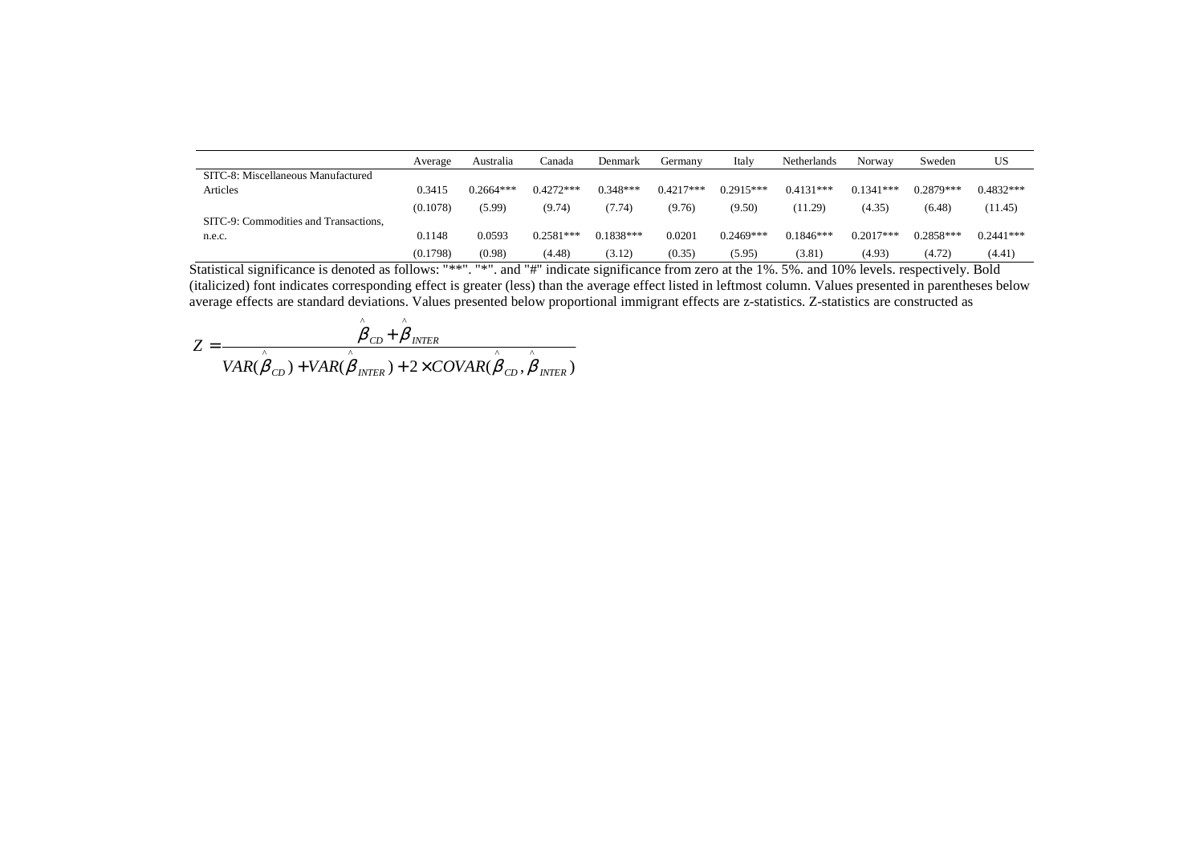| | Average | Australia | Canada | Denmark | Germany | Italy | Netherlands | Norway | Sweden | US |
|---|---|---|---|---|---|---|---|---|---|---|
| SITC-8: Miscellaneous Manufactured Articles | 0.3415 | 0.2664*** | 0.4272*** | 0.348*** | 0.4217*** | 0.2915*** | 0.4131*** | 0.1341*** | 0.2879*** | 0.4832*** |
| | (0.1078) | (5.99) | (9.74) | (7.74) | (9.76) | (9.50) | (11.29) | (4.35) | (6.48) | (11.45) |
| SITC-9: Commodities and Transactions, n.e.c. | 0.1148 | 0.0593 | 0.2581*** | 0.1838*** | 0.0201 | 0.2469*** | 0.1846*** | 0.2017*** | 0.2858*** | 0.2441*** |
| | (0.1798) | (0.98) | (4.48) | (3.12) | (0.35) | (5.95) | (3.81) | (4.93) | (4.72) | (4.41) |

Statistical significance is denoted as follows: "**". "*". and "#" indicate significance from zero at the 1%. 5%. and 10% levels. respectively. Bold (italicized) font indicates corresponding effect is greater (less) than the average effect listed in leftmost column. Values presented in parentheses below average effects are standard deviations. Values presented below proportional immigrant effects are z-statistics. Z-statistics are constructed as

$$Z = \frac{\hat{\beta}_{CD} + \hat{\beta}_{INTER}}{VAR(\hat{\beta}_{CD}) + VAR(\hat{\beta}_{INTER}) + 2 \times COVAR(\hat{\beta}_{CD}, \hat{\beta}_{INTER})}$$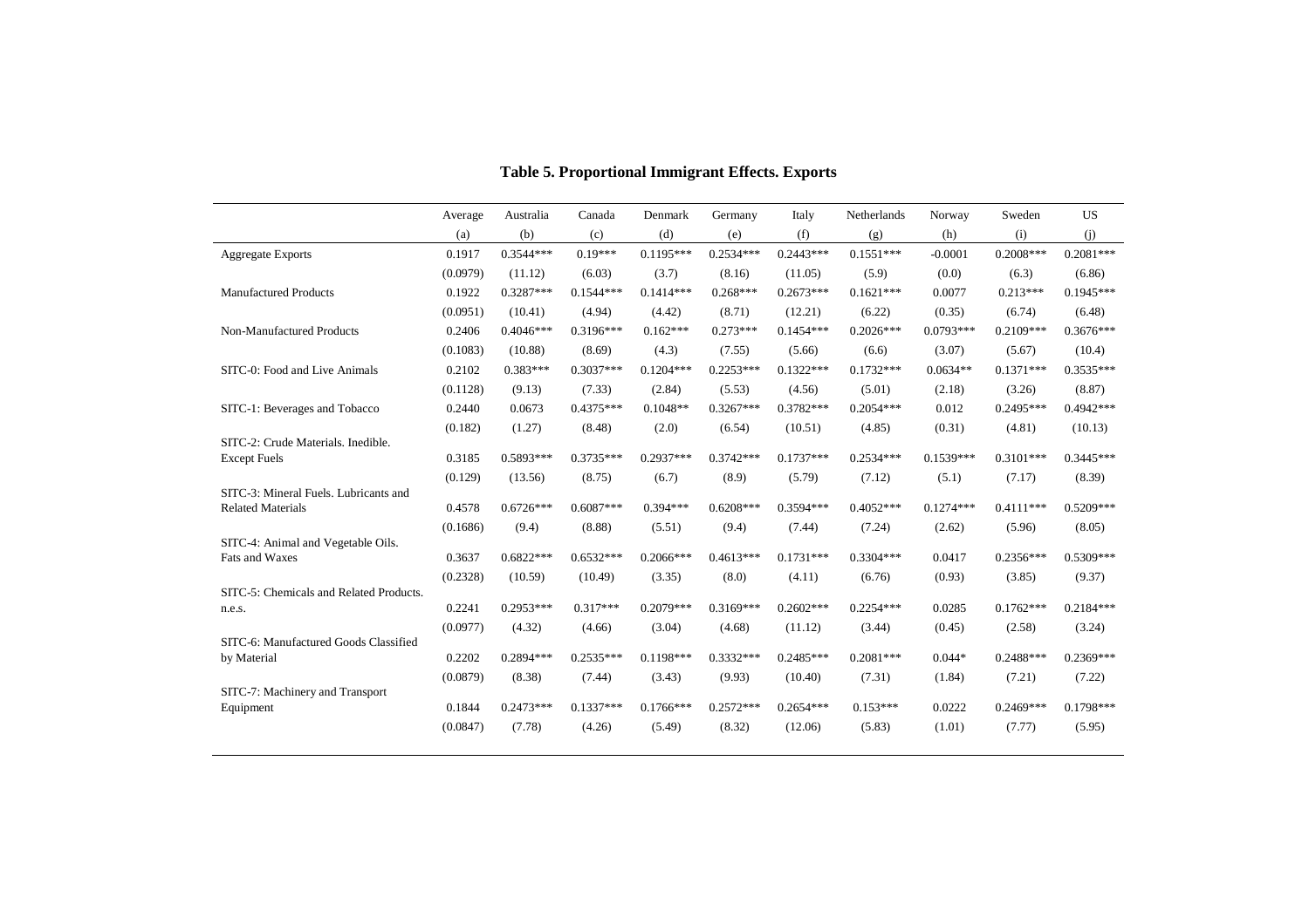**Table 5. Proportional Immigrant Effects. Exports**

| | Average | Australia | Canada | Denmark | Germany | Italy | Netherlands | Norway | Sweden | US |
|---|---|---|---|---|---|---|---|---|---|---|
| | (a) | (b) | (c) | (d) | (e) | (f) | (g) | (h) | (i) | (j) |
| Aggregate Exports | 0.1917 | 0.3544*** | 0.19*** | 0.1195*** | 0.2534*** | 0.2443*** | 0.1551*** | -0.0001 | 0.2008*** | 0.2081*** |
| | (0.0979) | (11.12) | (6.03) | (3.7) | (8.16) | (11.05) | (5.9) | (0.0) | (6.3) | (6.86) |
| Manufactured Products | 0.1922 | 0.3287*** | 0.1544*** | 0.1414*** | 0.268*** | 0.2673*** | 0.1621*** | 0.0077 | 0.213*** | 0.1945*** |
| | (0.0951) | (10.41) | (4.94) | (4.42) | (8.71) | (12.21) | (6.22) | (0.35) | (6.74) | (6.48) |
| Non-Manufactured Products | 0.2406 | 0.4046*** | 0.3196*** | 0.162*** | 0.273*** | 0.1454*** | 0.2026*** | 0.0793*** | 0.2109*** | 0.3676*** |
| | (0.1083) | (10.88) | (8.69) | (4.3) | (7.55) | (5.66) | (6.6) | (3.07) | (5.67) | (10.4) |
| SITC-0: Food and Live Animals | 0.2102 | 0.383*** | 0.3037*** | 0.1204*** | 0.2253*** | 0.1322*** | 0.1732*** | 0.0634** | 0.1371*** | 0.3535*** |
| | (0.1128) | (9.13) | (7.33) | (2.84) | (5.53) | (4.56) | (5.01) | (2.18) | (3.26) | (8.87) |
| SITC-1: Beverages and Tobacco | 0.2440 | 0.0673 | 0.4375*** | 0.1048** | 0.3267*** | 0.3782*** | 0.2054*** | 0.012 | 0.2495*** | 0.4942*** |
| | (0.182) | (1.27) | (8.48) | (2.0) | (6.54) | (10.51) | (4.85) | (0.31) | (4.81) | (10.13) |
| SITC-2: Crude Materials. Inedible. Except Fuels | 0.3185 | 0.5893*** | 0.3735*** | 0.2937*** | 0.3742*** | 0.1737*** | 0.2534*** | 0.1539*** | 0.3101*** | 0.3445*** |
| | (0.129) | (13.56) | (8.75) | (6.7) | (8.9) | (5.79) | (7.12) | (5.1) | (7.17) | (8.39) |
| SITC-3: Mineral Fuels. Lubricants and Related Materials | 0.4578 | 0.6726*** | 0.6087*** | 0.394*** | 0.6208*** | 0.3594*** | 0.4052*** | 0.1274*** | 0.4111*** | 0.5209*** |
| | (0.1686) | (9.4) | (8.88) | (5.51) | (9.4) | (7.44) | (7.24) | (2.62) | (5.96) | (8.05) |
| SITC-4: Animal and Vegetable Oils. Fats and Waxes | 0.3637 | 0.6822*** | 0.6532*** | 0.2066*** | 0.4613*** | 0.1731*** | 0.3304*** | 0.0417 | 0.2356*** | 0.5309*** |
| | (0.2328) | (10.59) | (10.49) | (3.35) | (8.0) | (4.11) | (6.76) | (0.93) | (3.85) | (9.37) |
| SITC-5: Chemicals and Related Products. n.e.s. | 0.2241 | 0.2953*** | 0.317*** | 0.2079*** | 0.3169*** | 0.2602*** | 0.2254*** | 0.0285 | 0.1762*** | 0.2184*** |
| | (0.0977) | (4.32) | (4.66) | (3.04) | (4.68) | (11.12) | (3.44) | (0.45) | (2.58) | (3.24) |
| SITC-6: Manufactured Goods Classified by Material | 0.2202 | 0.2894*** | 0.2535*** | 0.1198*** | 0.3332*** | 0.2485*** | 0.2081*** | 0.044* | 0.2488*** | 0.2369*** |
| | (0.0879) | (8.38) | (7.44) | (3.43) | (9.93) | (10.40) | (7.31) | (1.84) | (7.21) | (7.22) |
| SITC-7: Machinery and Transport Equipment | 0.1844 | 0.2473*** | 0.1337*** | 0.1766*** | 0.2572*** | 0.2654*** | 0.153*** | 0.0222 | 0.2469*** | 0.1798*** |
| | (0.0847) | (7.78) | (4.26) | (5.49) | (8.32) | (12.06) | (5.83) | (1.01) | (7.77) | (5.95) |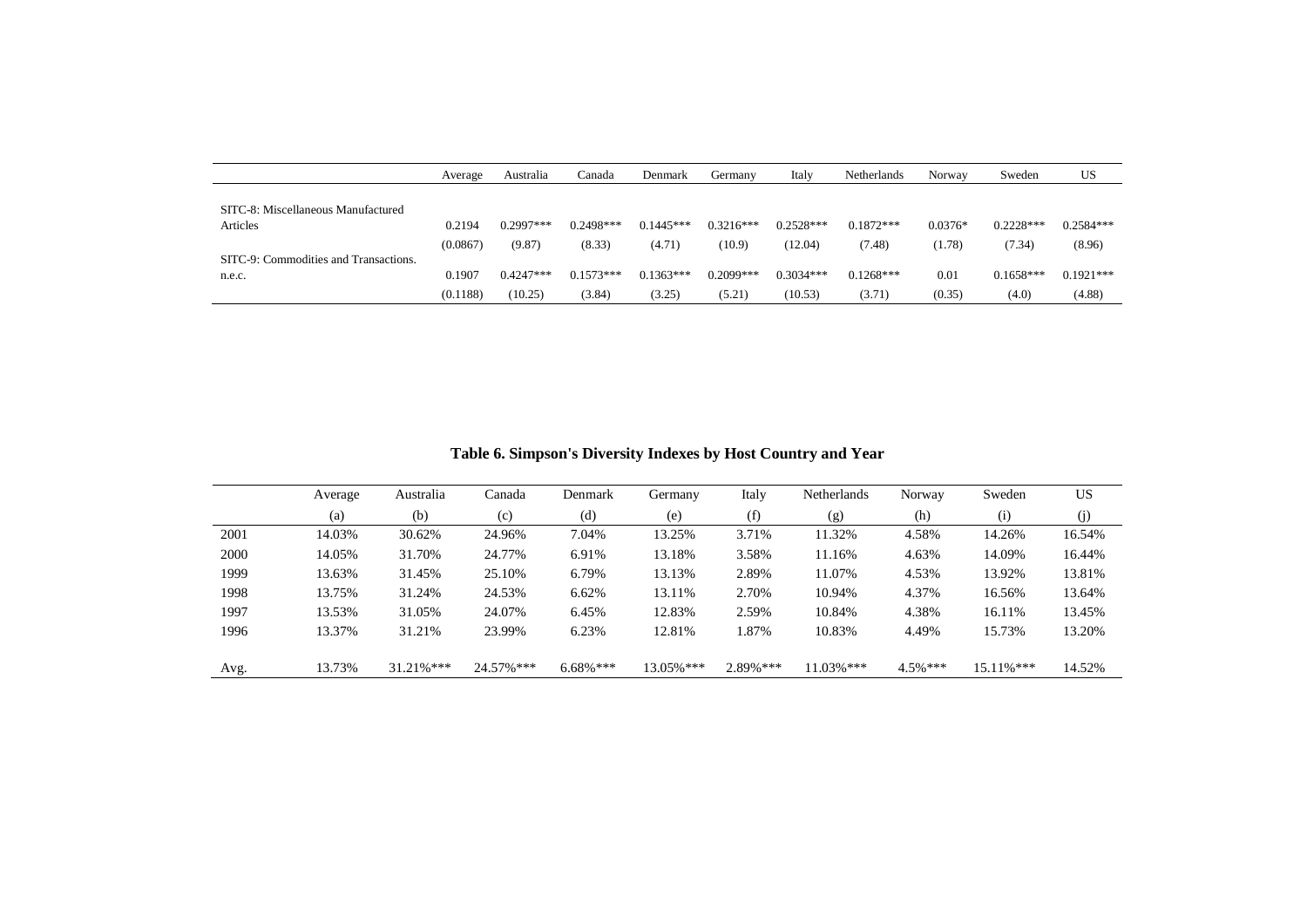| | Average | Australia | Canada | Denmark | Germany | Italy | Netherlands | Norway | Sweden | US |
|---|---|---|---|---|---|---|---|---|---|---|
| SITC-8: Miscellaneous Manufactured Articles | 0.2194 | 0.2997*** | 0.2498*** | 0.1445*** | 0.3216*** | 0.2528*** | 0.1872*** | 0.0376* | 0.2228*** | 0.2584*** |
| | (0.0867) | (9.87) | (8.33) | (4.71) | (10.9) | (12.04) | (7.48) | (1.78) | (7.34) | (8.96) |
| SITC-9: Commodities and Transactions. n.e.c. | 0.1907 | 0.4247*** | 0.1573*** | 0.1363*** | 0.2099*** | 0.3034*** | 0.1268*** | 0.01 | 0.1658*** | 0.1921*** |
| | (0.1188) | (10.25) | (3.84) | (3.25) | (5.21) | (10.53) | (3.71) | (0.35) | (4.0) | (4.88) |

**Table 6. Simpson's Diversity Indexes by Host Country and Year**

| | Average | Australia | Canada | Denmark | Germany | Italy | Netherlands | Norway | Sweden | US |
|---|---|---|---|---|---|---|---|---|---|---|
| | (a) | (b) | (c) | (d) | (e) | (f) | (g) | (h) | (i) | (j) |
| 2001 | 14.03% | 30.62% | 24.96% | 7.04% | 13.25% | 3.71% | 11.32% | 4.58% | 14.26% | 16.54% |
| 2000 | 14.05% | 31.70% | 24.77% | 6.91% | 13.18% | 3.58% | 11.16% | 4.63% | 14.09% | 16.44% |
| 1999 | 13.63% | 31.45% | 25.10% | 6.79% | 13.13% | 2.89% | 11.07% | 4.53% | 13.92% | 13.81% |
| 1998 | 13.75% | 31.24% | 24.53% | 6.62% | 13.11% | 2.70% | 10.94% | 4.37% | 16.56% | 13.64% |
| 1997 | 13.53% | 31.05% | 24.07% | 6.45% | 12.83% | 2.59% | 10.84% | 4.38% | 16.11% | 13.45% |
| 1996 | 13.37% | 31.21% | 23.99% | 6.23% | 12.81% | 1.87% | 10.83% | 4.49% | 15.73% | 13.20% |
| Avg. | 13.73% | 31.21%*** | 24.57%*** | 6.68%*** | 13.05%*** | 2.89%*** | 11.03%*** | 4.5%*** | 15.11%*** | 14.52% |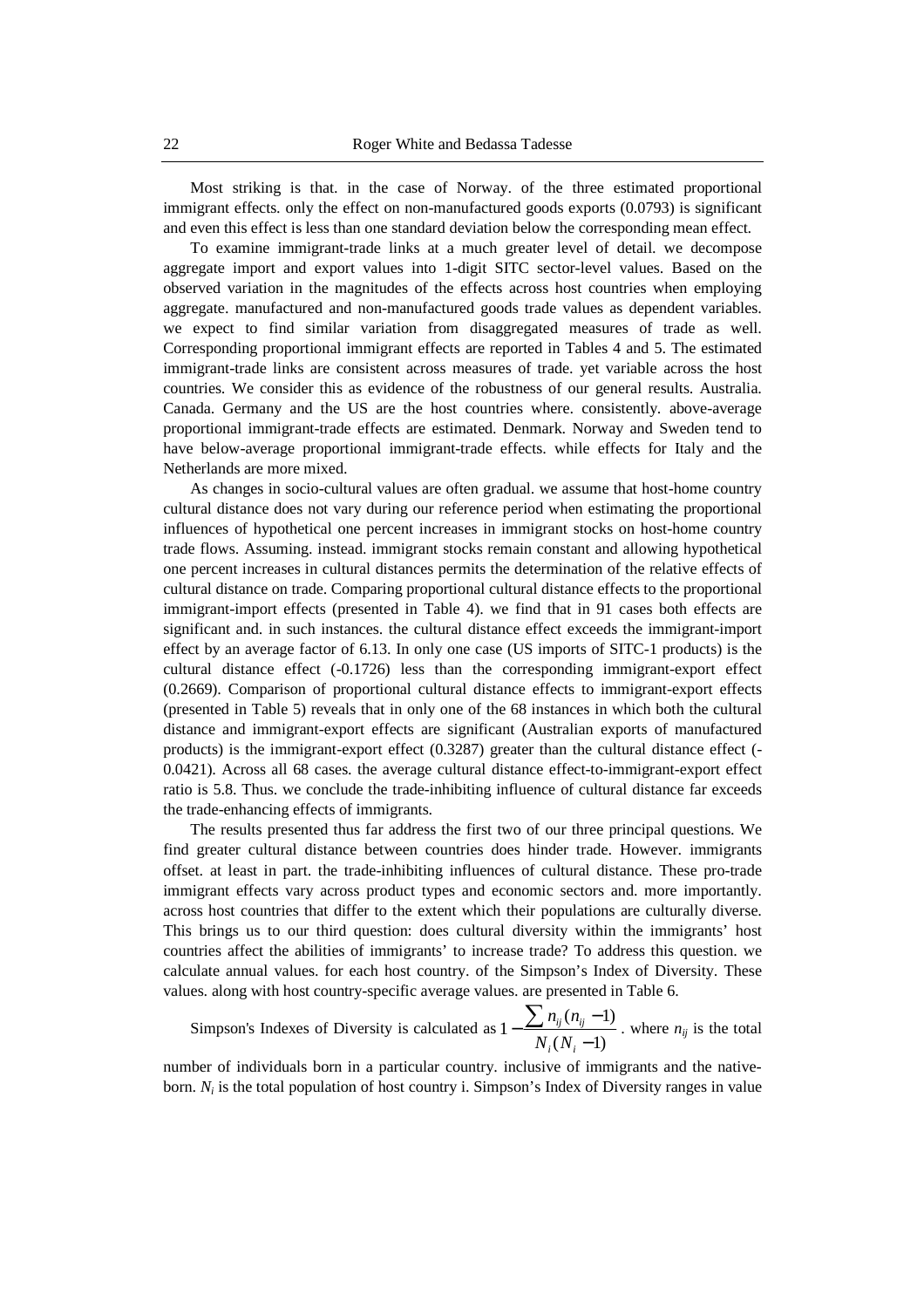Most striking is that. in the case of Norway. of the three estimated proportional immigrant effects. only the effect on non-manufactured goods exports (0.0793) is significant and even this effect is less than one standard deviation below the corresponding mean effect.

To examine immigrant-trade links at a much greater level of detail. we decompose aggregate import and export values into 1-digit SITC sector-level values. Based on the observed variation in the magnitudes of the effects across host countries when employing aggregate. manufactured and non-manufactured goods trade values as dependent variables. we expect to find similar variation from disaggregated measures of trade as well. Corresponding proportional immigrant effects are reported in Tables 4 and 5. The estimated immigrant-trade links are consistent across measures of trade. yet variable across the host countries. We consider this as evidence of the robustness of our general results. Australia. Canada. Germany and the US are the host countries where. consistently. above-average proportional immigrant-trade effects are estimated. Denmark. Norway and Sweden tend to have below-average proportional immigrant-trade effects. while effects for Italy and the Netherlands are more mixed.

As changes in socio-cultural values are often gradual. we assume that host-home country cultural distance does not vary during our reference period when estimating the proportional influences of hypothetical one percent increases in immigrant stocks on host-home country trade flows. Assuming. instead. immigrant stocks remain constant and allowing hypothetical one percent increases in cultural distances permits the determination of the relative effects of cultural distance on trade. Comparing proportional cultural distance effects to the proportional immigrant-import effects (presented in Table 4). we find that in 91 cases both effects are significant and. in such instances. the cultural distance effect exceeds the immigrant-import effect by an average factor of 6.13. In only one case (US imports of SITC-1 products) is the cultural distance effect (-0.1726) less than the corresponding immigrant-export effect (0.2669). Comparison of proportional cultural distance effects to immigrant-export effects (presented in Table 5) reveals that in only one of the 68 instances in which both the cultural distance and immigrant-export effects are significant (Australian exports of manufactured products) is the immigrant-export effect (0.3287) greater than the cultural distance effect (-0.0421). Across all 68 cases. the average cultural distance effect-to-immigrant-export effect ratio is 5.8. Thus. we conclude the trade-inhibiting influence of cultural distance far exceeds the trade-enhancing effects of immigrants.

The results presented thus far address the first two of our three principal questions. We find greater cultural distance between countries does hinder trade. However. immigrants offset. at least in part. the trade-inhibiting influences of cultural distance. These pro-trade immigrant effects vary across product types and economic sectors and. more importantly. across host countries that differ to the extent which their populations are culturally diverse. This brings us to our third question: does cultural diversity within the immigrants' host countries affect the abilities of immigrants' to increase trade? To address this question. we calculate annual values. for each host country. of the Simpson's Index of Diversity. These values. along with host country-specific average values. are presented in Table 6.

Simpson's Indexes of Diversity is calculated as $1 - \frac{\sum n_{ij}(n_{ij} - 1)}{N_i(N_i - 1)}$. where $n_{ij}$ is the total number of individuals born in a particular country. inclusive of immigrants and the native-born. $N_i$ is the total population of host country i. Simpson's Index of Diversity ranges in value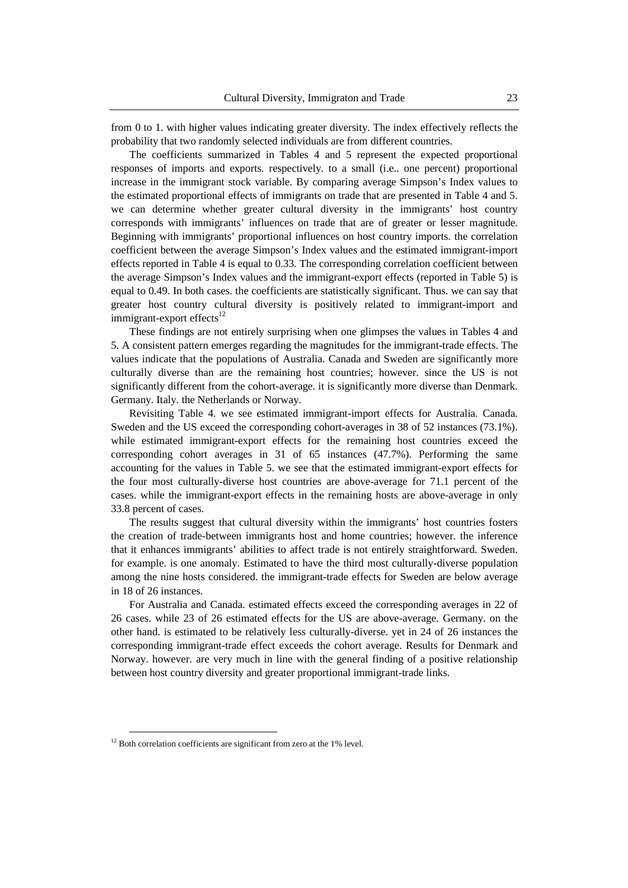from 0 to 1. with higher values indicating greater diversity. The index effectively reflects the probability that two randomly selected individuals are from different countries.

The coefficients summarized in Tables 4 and 5 represent the expected proportional responses of imports and exports. respectively. to a small (i.e.. one percent) proportional increase in the immigrant stock variable. By comparing average Simpson's Index values to the estimated proportional effects of immigrants on trade that are presented in Table 4 and 5. we can determine whether greater cultural diversity in the immigrants' host country corresponds with immigrants' influences on trade that are of greater or lesser magnitude. Beginning with immigrants' proportional influences on host country imports. the correlation coefficient between the average Simpson's Index values and the estimated immigrant-import effects reported in Table 4 is equal to 0.33. The corresponding correlation coefficient between the average Simpson's Index values and the immigrant-export effects (reported in Table 5) is equal to 0.49. In both cases. the coefficients are statistically significant. Thus. we can say that greater host country cultural diversity is positively related to immigrant-import and immigrant-export effects[12]

These findings are not entirely surprising when one glimpses the values in Tables 4 and 5. A consistent pattern emerges regarding the magnitudes for the immigrant-trade effects. The values indicate that the populations of Australia. Canada and Sweden are significantly more culturally diverse than are the remaining host countries; however. since the US is not significantly different from the cohort-average. it is significantly more diverse than Denmark. Germany. Italy. the Netherlands or Norway.

Revisiting Table 4. we see estimated immigrant-import effects for Australia. Canada. Sweden and the US exceed the corresponding cohort-averages in 38 of 52 instances (73.1%). while estimated immigrant-export effects for the remaining host countries exceed the corresponding cohort averages in 31 of 65 instances (47.7%). Performing the same accounting for the values in Table 5. we see that the estimated immigrant-export effects for the four most culturally-diverse host countries are above-average for 71.1 percent of the cases. while the immigrant-export effects in the remaining hosts are above-average in only 33.8 percent of cases.

The results suggest that cultural diversity within the immigrants' host countries fosters the creation of trade-between immigrants host and home countries; however. the inference that it enhances immigrants' abilities to affect trade is not entirely straightforward. Sweden. for example. is one anomaly. Estimated to have the third most culturally-diverse population among the nine hosts considered. the immigrant-trade effects for Sweden are below average in 18 of 26 instances.

For Australia and Canada. estimated effects exceed the corresponding averages in 22 of 26 cases. while 23 of 26 estimated effects for the US are above-average. Germany. on the other hand. is estimated to be relatively less culturally-diverse. yet in 24 of 26 instances the corresponding immigrant-trade effect exceeds the cohort average. Results for Denmark and Norway. however. are very much in line with the general finding of a positive relationship between host country diversity and greater proportional immigrant-trade links.

[12] Both correlation coefficients are significant from zero at the 1% level.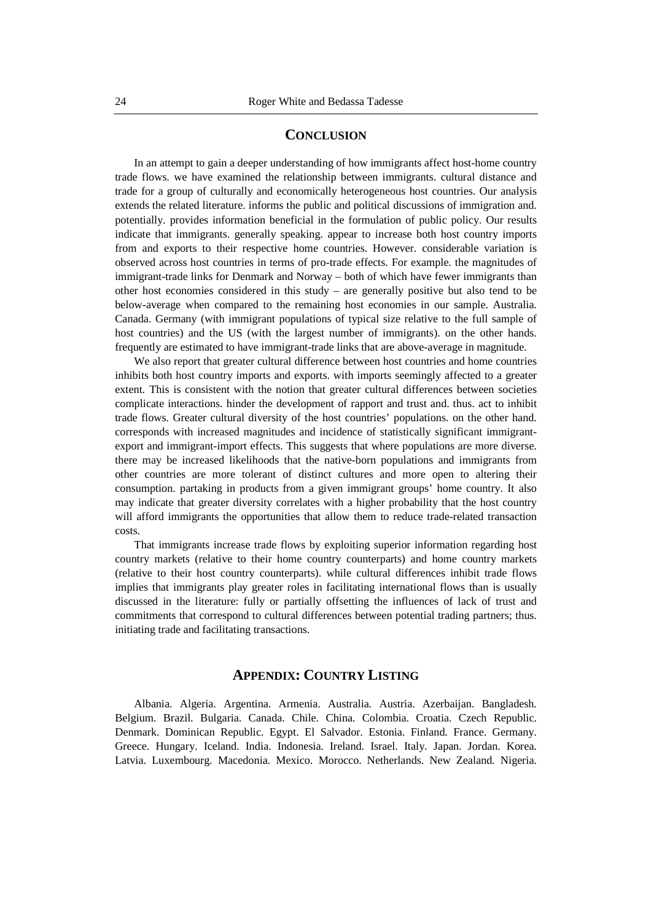## CONCLUSION

In an attempt to gain a deeper understanding of how immigrants affect host-home country trade flows. we have examined the relationship between immigrants. cultural distance and trade for a group of culturally and economically heterogeneous host countries. Our analysis extends the related literature. informs the public and political discussions of immigration and. potentially. provides information beneficial in the formulation of public policy. Our results indicate that immigrants. generally speaking. appear to increase both host country imports from and exports to their respective home countries. However. considerable variation is observed across host countries in terms of pro-trade effects. For example. the magnitudes of immigrant-trade links for Denmark and Norway – both of which have fewer immigrants than other host economies considered in this study – are generally positive but also tend to be below-average when compared to the remaining host economies in our sample. Australia. Canada. Germany (with immigrant populations of typical size relative to the full sample of host countries) and the US (with the largest number of immigrants). on the other hands. frequently are estimated to have immigrant-trade links that are above-average in magnitude.

We also report that greater cultural difference between host countries and home countries inhibits both host country imports and exports. with imports seemingly affected to a greater extent. This is consistent with the notion that greater cultural differences between societies complicate interactions. hinder the development of rapport and trust and. thus. act to inhibit trade flows. Greater cultural diversity of the host countries' populations. on the other hand. corresponds with increased magnitudes and incidence of statistically significant immigrant-export and immigrant-import effects. This suggests that where populations are more diverse. there may be increased likelihoods that the native-born populations and immigrants from other countries are more tolerant of distinct cultures and more open to altering their consumption. partaking in products from a given immigrant groups' home country. It also may indicate that greater diversity correlates with a higher probability that the host country will afford immigrants the opportunities that allow them to reduce trade-related transaction costs.

That immigrants increase trade flows by exploiting superior information regarding host country markets (relative to their home country counterparts) and home country markets (relative to their host country counterparts). while cultural differences inhibit trade flows implies that immigrants play greater roles in facilitating international flows than is usually discussed in the literature: fully or partially offsetting the influences of lack of trust and commitments that correspond to cultural differences between potential trading partners; thus. initiating trade and facilitating transactions.

## APPENDIX: COUNTRY LISTING

Albania. Algeria. Argentina. Armenia. Australia. Austria. Azerbaijan. Bangladesh. Belgium. Brazil. Bulgaria. Canada. Chile. China. Colombia. Croatia. Czech Republic. Denmark. Dominican Republic. Egypt. El Salvador. Estonia. Finland. France. Germany. Greece. Hungary. Iceland. India. Indonesia. Ireland. Israel. Italy. Japan. Jordan. Korea. Latvia. Luxembourg. Macedonia. Mexico. Morocco. Netherlands. New Zealand. Nigeria.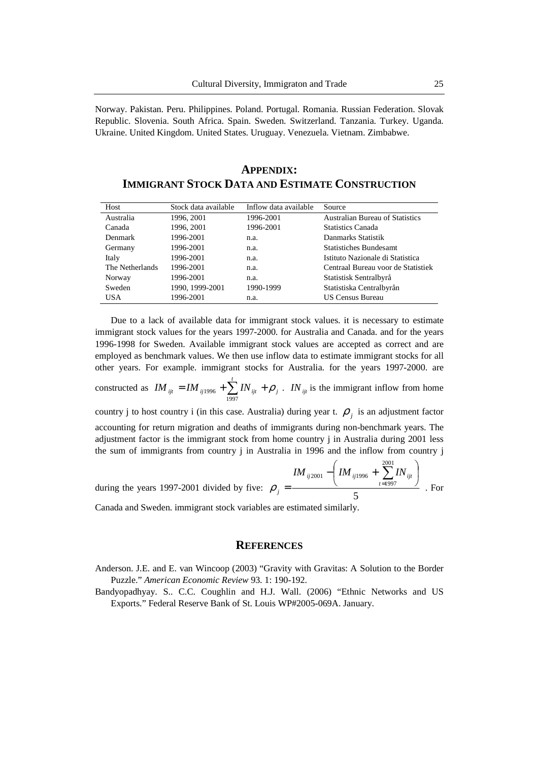Norway. Pakistan. Peru. Philippines. Poland. Portugal. Romania. Russian Federation. Slovak Republic. Slovenia. South Africa. Spain. Sweden. Switzerland. Tanzania. Turkey. Uganda. Ukraine. United Kingdom. United States. Uruguay. Venezuela. Vietnam. Zimbabwe.

## APPENDIX: IMMIGRANT STOCK DATA AND ESTIMATE CONSTRUCTION

| Host | Stock data available | Inflow data available | Source |
|---|---|---|---|
| Australia | 1996, 2001 | 1996-2001 | Australian Bureau of Statistics |
| Canada | 1996, 2001 | 1996-2001 | Statistics Canada |
| Denmark | 1996-2001 | n.a. | Danmarks Statistik |
| Germany | 1996-2001 | n.a. | Statistiches Bundesamt |
| Italy | 1996-2001 | n.a. | Istituto Nazionale di Statistica |
| The Netherlands | 1996-2001 | n.a. | Centraal Bureau voor de Statistiek |
| Norway | 1996-2001 | n.a. | Statistisk Sentralbyrå |
| Sweden | 1990, 1999-2001 | 1990-1999 | Statistiska Centralbyrån |
| USA | 1996-2001 | n.a. | US Census Bureau |

Due to a lack of available data for immigrant stock values. it is necessary to estimate immigrant stock values for the years 1997-2000. for Australia and Canada. and for the years 1996-1998 for Sweden. Available immigrant stock values are accepted as correct and are employed as benchmark values. We then use inflow data to estimate immigrant stocks for all other years. For example. immigrant stocks for Australia. for the years 1997-2000. are constructed as $IM_{ijt} = IM_{ij1996} + \sum_{1997}^{t} IN_{ijt} + \rho_j$ . $IN_{ijt}$ is the immigrant inflow from home country j to host country i (in this case. Australia) during year t. $\rho_j$ is an adjustment factor accounting for return migration and deaths of immigrants during non-benchmark years. The adjustment factor is the immigrant stock from home country j in Australia during 2001 less the sum of immigrants from country j in Australia in 1996 and the inflow from country j during the years 1997-2001 divided by five: $\rho_j = \frac{IM_{ij2001} - \left( IM_{ij1996} + \sum_{t=1997}^{2001} IN_{ijt} \right)}{5}$ . For Canada and Sweden. immigrant stock variables are estimated similarly.

## REFERENCES

Anderson. J.E. and E. van Wincoop (2003) "Gravity with Gravitas: A Solution to the Border Puzzle." *American Economic Review* 93. 1: 190-192.

Bandyopadhyay. S.. C.C. Coughlin and H.J. Wall. (2006) "Ethnic Networks and US Exports." Federal Reserve Bank of St. Louis WP#2005-069A. January.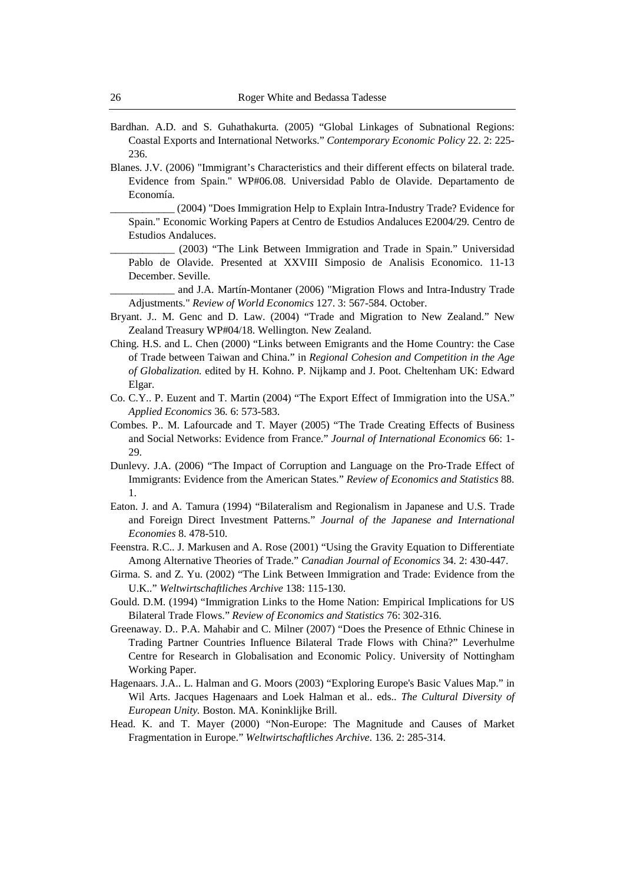Bardhan. A.D. and S. Guhathakurta. (2005) "Global Linkages of Subnational Regions: Coastal Exports and International Networks." *Contemporary Economic Policy* 22. 2: 225-236.

Blanes. J.V. (2006) "Immigrant's Characteristics and their different effects on bilateral trade. Evidence from Spain." WP#06.08. Universidad Pablo de Olavide. Departamento de Economía.

____________ (2004) "Does Immigration Help to Explain Intra-Industry Trade? Evidence for Spain." Economic Working Papers at Centro de Estudios Andaluces E2004/29. Centro de Estudios Andaluces.

____________ (2003) "The Link Between Immigration and Trade in Spain." Universidad Pablo de Olavide. Presented at XXVIII Simposio de Analisis Economico. 11-13 December. Seville.

____________ and J.A. Martín-Montaner (2006) "Migration Flows and Intra-Industry Trade Adjustments." *Review of World Economics* 127. 3: 567-584. October.

Bryant. J.. M. Genc and D. Law. (2004) "Trade and Migration to New Zealand." New Zealand Treasury WP#04/18. Wellington. New Zealand.

Ching. H.S. and L. Chen (2000) "Links between Emigrants and the Home Country: the Case of Trade between Taiwan and China." in *Regional Cohesion and Competition in the Age of Globalization.* edited by H. Kohno. P. Nijkamp and J. Poot. Cheltenham UK: Edward Elgar.

Co. C.Y.. P. Euzent and T. Martin (2004) "The Export Effect of Immigration into the USA." *Applied Economics* 36. 6: 573-583.

Combes. P.. M. Lafourcade and T. Mayer (2005) "The Trade Creating Effects of Business and Social Networks: Evidence from France." *Journal of International Economics* 66: 1-29.

Dunlevy. J.A. (2006) "The Impact of Corruption and Language on the Pro-Trade Effect of Immigrants: Evidence from the American States." *Review of Economics and Statistics* 88. 1.

Eaton. J. and A. Tamura (1994) "Bilateralism and Regionalism in Japanese and U.S. Trade and Foreign Direct Investment Patterns." *Journal of the Japanese and International Economies* 8. 478-510.

Feenstra. R.C.. J. Markusen and A. Rose (2001) "Using the Gravity Equation to Differentiate Among Alternative Theories of Trade." *Canadian Journal of Economics* 34. 2: 430-447.

Girma. S. and Z. Yu. (2002) "The Link Between Immigration and Trade: Evidence from the U.K.." *Weltwirtschaftliches Archive* 138: 115-130.

Gould. D.M. (1994) "Immigration Links to the Home Nation: Empirical Implications for US Bilateral Trade Flows." *Review of Economics and Statistics* 76: 302-316.

Greenaway. D.. P.A. Mahabir and C. Milner (2007) "Does the Presence of Ethnic Chinese in Trading Partner Countries Influence Bilateral Trade Flows with China?" Leverhulme Centre for Research in Globalisation and Economic Policy. University of Nottingham Working Paper.

Hagenaars. J.A.. L. Halman and G. Moors (2003) "Exploring Europe's Basic Values Map." in Wil Arts. Jacques Hagenaars and Loek Halman et al.. eds.. *The Cultural Diversity of European Unity.* Boston. MA. Koninklijke Brill.

Head. K. and T. Mayer (2000) "Non-Europe: The Magnitude and Causes of Market Fragmentation in Europe." *Weltwirtschaftliches Archive*. 136. 2: 285-314.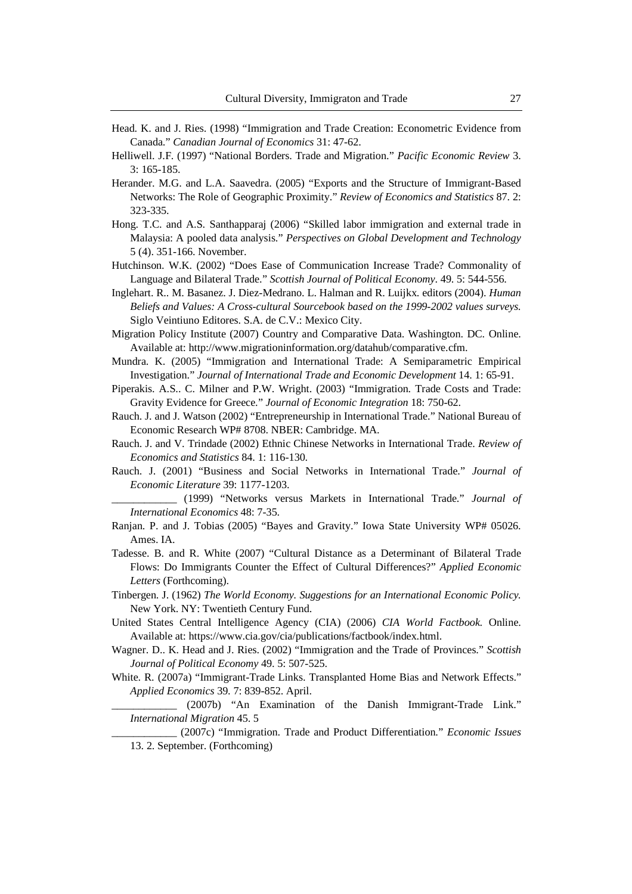Head. K. and J. Ries. (1998) "Immigration and Trade Creation: Econometric Evidence from Canada." *Canadian Journal of Economics* 31: 47-62.

Helliwell. J.F. (1997) "National Borders. Trade and Migration." *Pacific Economic Review* 3. 3: 165-185.

Herander. M.G. and L.A. Saavedra. (2005) "Exports and the Structure of Immigrant-Based Networks: The Role of Geographic Proximity." *Review of Economics and Statistics* 87. 2: 323-335.

Hong. T.C. and A.S. Santhapparaj (2006) "Skilled labor immigration and external trade in Malaysia: A pooled data analysis." *Perspectives on Global Development and Technology* 5 (4). 351-166. November.

Hutchinson. W.K. (2002) "Does Ease of Communication Increase Trade? Commonality of Language and Bilateral Trade." *Scottish Journal of Political Economy*. 49. 5: 544-556.

Inglehart. R.. M. Basanez. J. Diez-Medrano. L. Halman and R. Luijkx. editors (2004). *Human Beliefs and Values: A Cross-cultural Sourcebook based on the 1999-2002 values surveys.* Siglo Veintiuno Editores. S.A. de C.V.: Mexico City.

Migration Policy Institute (2007) Country and Comparative Data. Washington. DC. Online. Available at: http://www.migrationinformation.org/datahub/comparative.cfm.

Mundra. K. (2005) "Immigration and International Trade: A Semiparametric Empirical Investigation." *Journal of International Trade and Economic Development* 14. 1: 65-91.

Piperakis. A.S.. C. Milner and P.W. Wright. (2003) "Immigration. Trade Costs and Trade: Gravity Evidence for Greece." *Journal of Economic Integration* 18: 750-62.

Rauch. J. and J. Watson (2002) "Entrepreneurship in International Trade." National Bureau of Economic Research WP# 8708. NBER: Cambridge. MA.

Rauch. J. and V. Trindade (2002) Ethnic Chinese Networks in International Trade. *Review of Economics and Statistics* 84. 1: 116-130.

Rauch. J. (2001) "Business and Social Networks in International Trade." *Journal of Economic Literature* 39: 1177-1203.

____________ (1999) "Networks versus Markets in International Trade." *Journal of International Economics* 48: 7-35.

Ranjan. P. and J. Tobias (2005) "Bayes and Gravity." Iowa State University WP# 05026. Ames. IA.

Tadesse. B. and R. White (2007) "Cultural Distance as a Determinant of Bilateral Trade Flows: Do Immigrants Counter the Effect of Cultural Differences?" *Applied Economic Letters* (Forthcoming).

Tinbergen. J. (1962) *The World Economy. Suggestions for an International Economic Policy.* New York. NY: Twentieth Century Fund.

United States Central Intelligence Agency (CIA) (2006) *CIA World Factbook.* Online. Available at: https://www.cia.gov/cia/publications/factbook/index.html.

Wagner. D.. K. Head and J. Ries. (2002) "Immigration and the Trade of Provinces." *Scottish Journal of Political Economy* 49. 5: 507-525.

White. R. (2007a) "Immigrant-Trade Links. Transplanted Home Bias and Network Effects." *Applied Economics* 39. 7: 839-852. April.

____________ (2007b) "An Examination of the Danish Immigrant-Trade Link." *International Migration* 45. 5

____________ (2007c) "Immigration. Trade and Product Differentiation." *Economic Issues* 13. 2. September. (Forthcoming)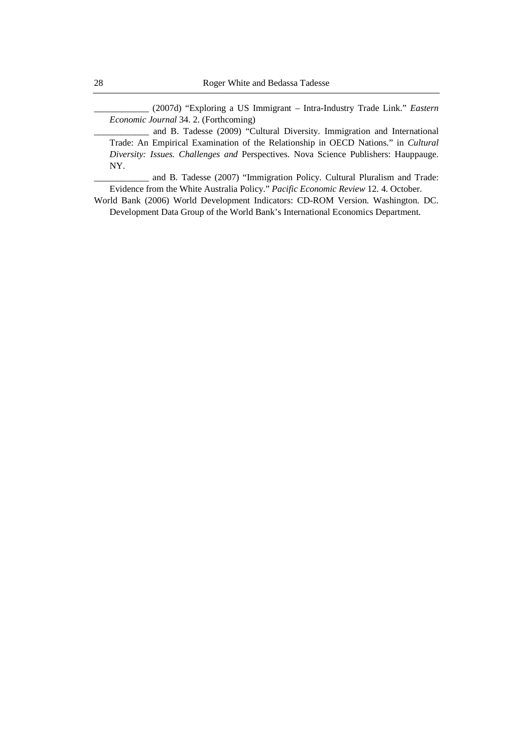____________ (2007d) "Exploring a US Immigrant – Intra-Industry Trade Link." *Eastern Economic Journal* 34. 2. (Forthcoming)

____________ and B. Tadesse (2009) "Cultural Diversity. Immigration and International Trade: An Empirical Examination of the Relationship in OECD Nations." in *Cultural Diversity: Issues. Challenges and* Perspectives. Nova Science Publishers: Hauppauge. NY.

____________ and B. Tadesse (2007) "Immigration Policy. Cultural Pluralism and Trade: Evidence from the White Australia Policy." *Pacific Economic Review* 12. 4. October.

World Bank (2006) World Development Indicators: CD-ROM Version. Washington. DC. Development Data Group of the World Bank's International Economics Department.